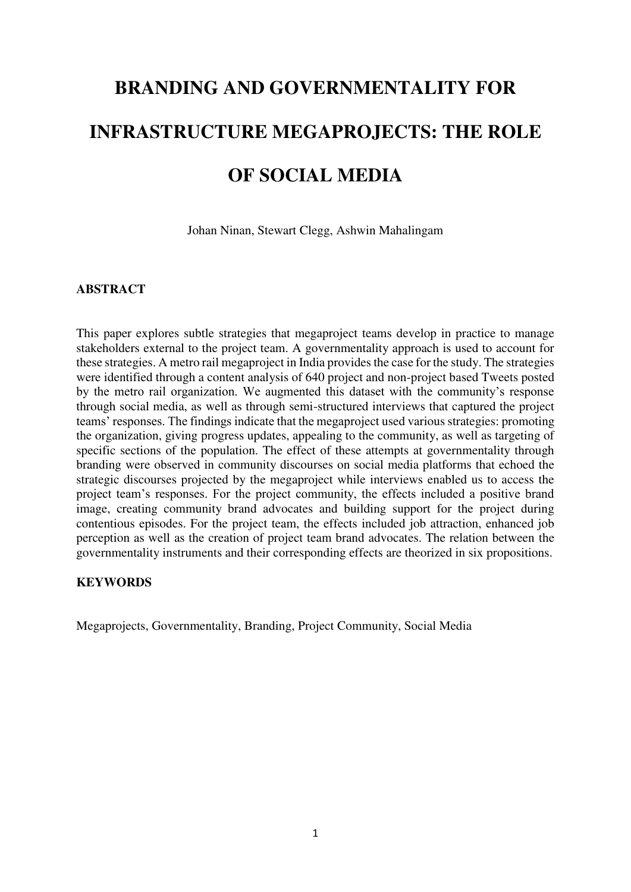# BRANDING AND GOVERNMENTALITY FOR INFRASTRUCTURE MEGAPROJECTS: THE ROLE OF SOCIAL MEDIA

Johan Ninan, Stewart Clegg, Ashwin Mahalingam

## ABSTRACT

This paper explores subtle strategies that megaproject teams develop in practice to manage stakeholders external to the project team. A governmentality approach is used to account for these strategies. A metro rail megaproject in India provides the case for the study. The strategies were identified through a content analysis of 640 project and non-project based Tweets posted by the metro rail organization. We augmented this dataset with the community's response through social media, as well as through semi-structured interviews that captured the project teams' responses. The findings indicate that the megaproject used various strategies: promoting the organization, giving progress updates, appealing to the community, as well as targeting of specific sections of the population. The effect of these attempts at governmentality through branding were observed in community discourses on social media platforms that echoed the strategic discourses projected by the megaproject while interviews enabled us to access the project team's responses. For the project community, the effects included a positive brand image, creating community brand advocates and building support for the project during contentious episodes. For the project team, the effects included job attraction, enhanced job perception as well as the creation of project team brand advocates. The relation between the governmentality instruments and their corresponding effects are theorized in six propositions.

## KEYWORDS

Megaprojects, Governmentality, Branding, Project Community, Social Media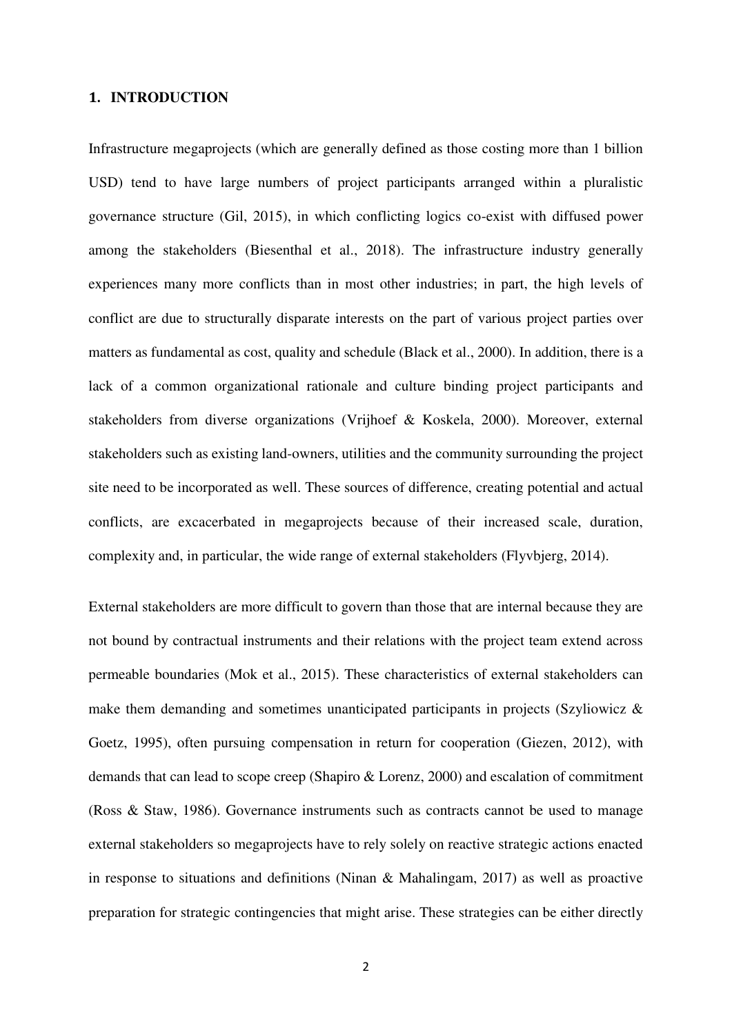# 1. INTRODUCTION

Infrastructure megaprojects (which are generally defined as those costing more than 1 billion USD) tend to have large numbers of project participants arranged within a pluralistic governance structure (Gil, 2015), in which conflicting logics co-exist with diffused power among the stakeholders (Biesenthal et al., 2018). The infrastructure industry generally experiences many more conflicts than in most other industries; in part, the high levels of conflict are due to structurally disparate interests on the part of various project parties over matters as fundamental as cost, quality and schedule (Black et al., 2000). In addition, there is a lack of a common organizational rationale and culture binding project participants and stakeholders from diverse organizations (Vrijhoef & Koskela, 2000). Moreover, external stakeholders such as existing land-owners, utilities and the community surrounding the project site need to be incorporated as well. These sources of difference, creating potential and actual conflicts, are excacerbated in megaprojects because of their increased scale, duration, complexity and, in particular, the wide range of external stakeholders (Flyvbjerg, 2014).

External stakeholders are more difficult to govern than those that are internal because they are not bound by contractual instruments and their relations with the project team extend across permeable boundaries (Mok et al., 2015). These characteristics of external stakeholders can make them demanding and sometimes unanticipated participants in projects (Szyliowicz & Goetz, 1995), often pursuing compensation in return for cooperation (Giezen, 2012), with demands that can lead to scope creep (Shapiro & Lorenz, 2000) and escalation of commitment (Ross & Staw, 1986). Governance instruments such as contracts cannot be used to manage external stakeholders so megaprojects have to rely solely on reactive strategic actions enacted in response to situations and definitions (Ninan & Mahalingam, 2017) as well as proactive preparation for strategic contingencies that might arise. These strategies can be either directly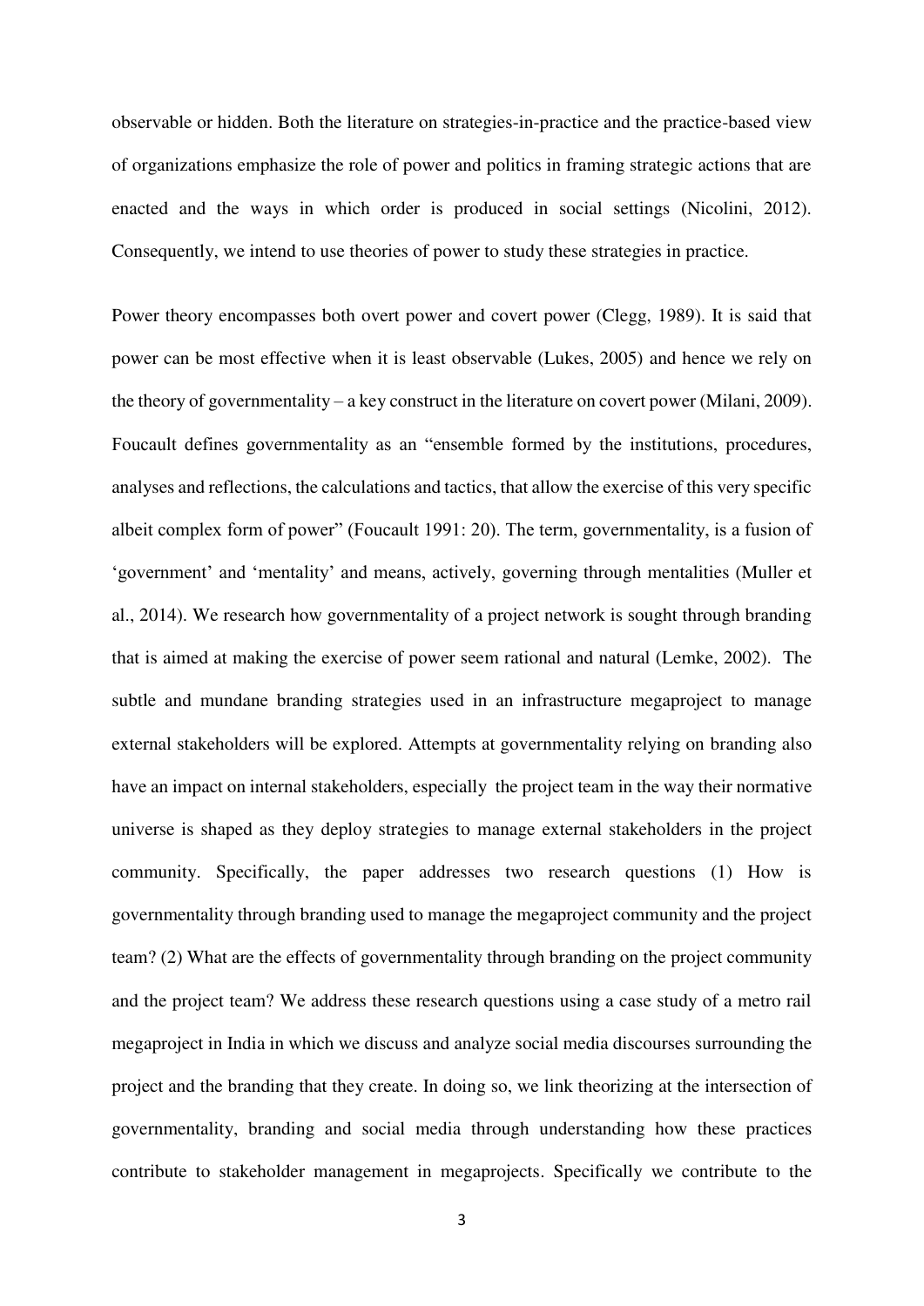observable or hidden. Both the literature on strategies-in-practice and the practice-based view of organizations emphasize the role of power and politics in framing strategic actions that are enacted and the ways in which order is produced in social settings (Nicolini, 2012). Consequently, we intend to use theories of power to study these strategies in practice.

Power theory encompasses both overt power and covert power (Clegg, 1989). It is said that power can be most effective when it is least observable (Lukes, 2005) and hence we rely on the theory of governmentality – a key construct in the literature on covert power (Milani, 2009). Foucault defines governmentality as an "ensemble formed by the institutions, procedures, analyses and reflections, the calculations and tactics, that allow the exercise of this very specific albeit complex form of power" (Foucault 1991: 20). The term, governmentality, is a fusion of 'government' and 'mentality' and means, actively, governing through mentalities (Muller et al., 2014). We research how governmentality of a project network is sought through branding that is aimed at making the exercise of power seem rational and natural (Lemke, 2002). The subtle and mundane branding strategies used in an infrastructure megaproject to manage external stakeholders will be explored. Attempts at governmentality relying on branding also have an impact on internal stakeholders, especially the project team in the way their normative universe is shaped as they deploy strategies to manage external stakeholders in the project community. Specifically, the paper addresses two research questions (1) How is governmentality through branding used to manage the megaproject community and the project team? (2) What are the effects of governmentality through branding on the project community and the project team? We address these research questions using a case study of a metro rail megaproject in India in which we discuss and analyze social media discourses surrounding the project and the branding that they create. In doing so, we link theorizing at the intersection of governmentality, branding and social media through understanding how these practices contribute to stakeholder management in megaprojects. Specifically we contribute to the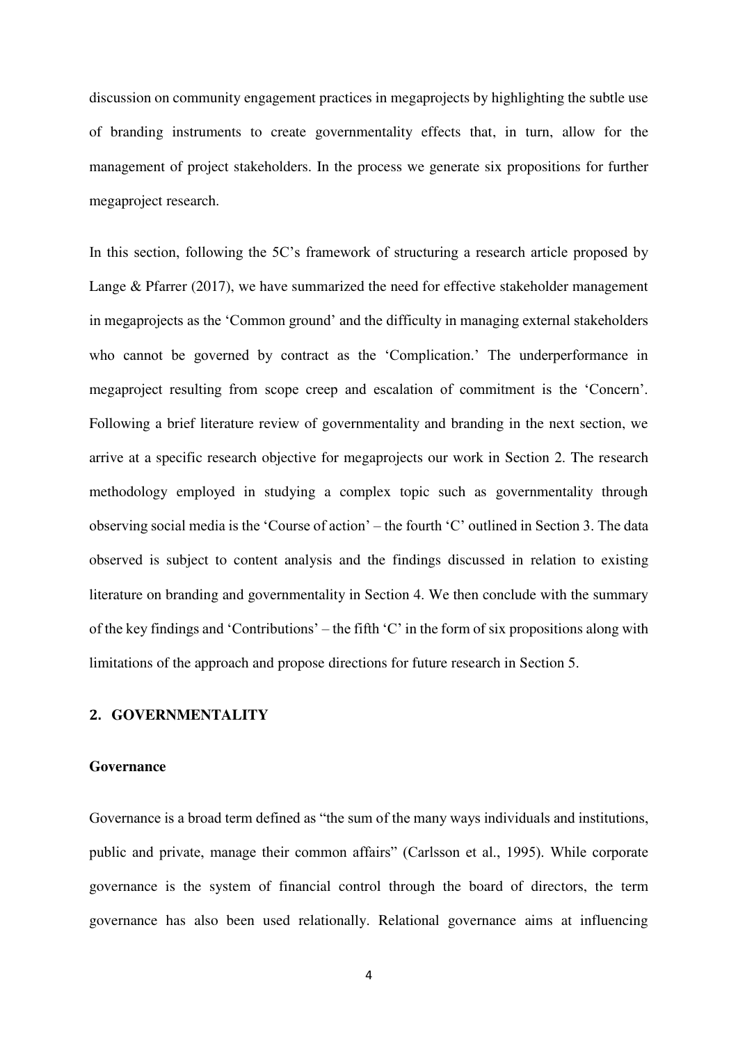discussion on community engagement practices in megaprojects by highlighting the subtle use of branding instruments to create governmentality effects that, in turn, allow for the management of project stakeholders. In the process we generate six propositions for further megaproject research.

In this section, following the 5C's framework of structuring a research article proposed by Lange & Pfarrer (2017), we have summarized the need for effective stakeholder management in megaprojects as the 'Common ground' and the difficulty in managing external stakeholders who cannot be governed by contract as the 'Complication.' The underperformance in megaproject resulting from scope creep and escalation of commitment is the 'Concern'. Following a brief literature review of governmentality and branding in the next section, we arrive at a specific research objective for megaprojects our work in Section 2. The research methodology employed in studying a complex topic such as governmentality through observing social media is the 'Course of action' – the fourth 'C' outlined in Section 3. The data observed is subject to content analysis and the findings discussed in relation to existing literature on branding and governmentality in Section 4. We then conclude with the summary of the key findings and 'Contributions' – the fifth 'C' in the form of six propositions along with limitations of the approach and propose directions for future research in Section 5.

## 2. GOVERNMENTALITY

### Governance

Governance is a broad term defined as "the sum of the many ways individuals and institutions, public and private, manage their common affairs" (Carlsson et al., 1995). While corporate governance is the system of financial control through the board of directors, the term governance has also been used relationally. Relational governance aims at influencing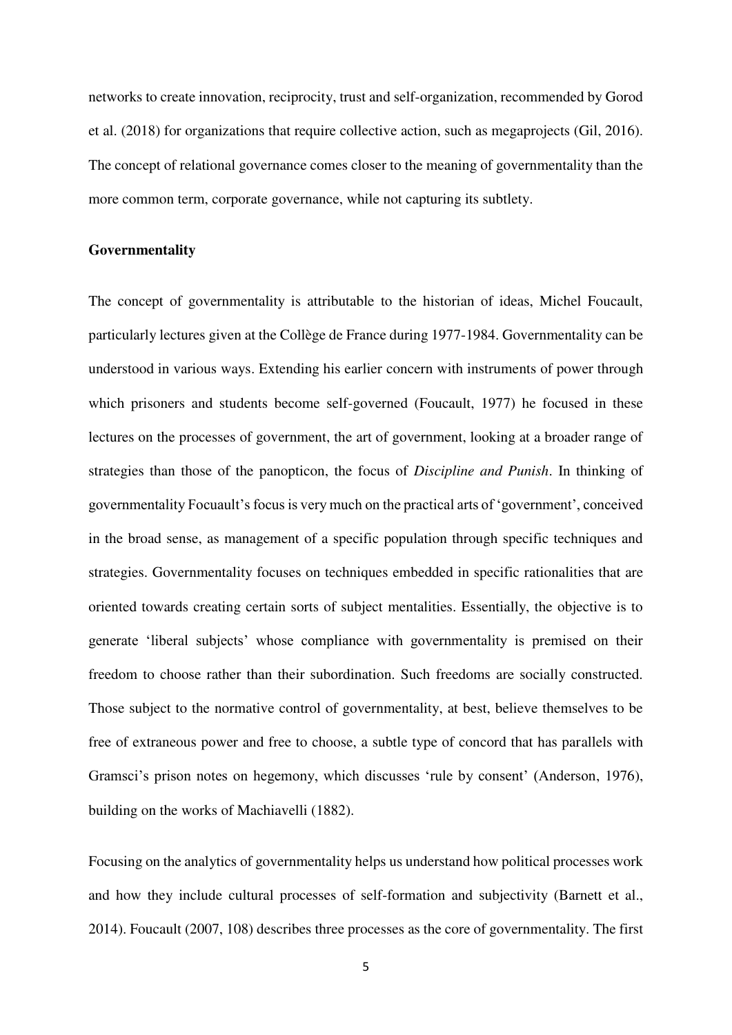networks to create innovation, reciprocity, trust and self-organization, recommended by Gorod et al. (2018) for organizations that require collective action, such as megaprojects (Gil, 2016). The concept of relational governance comes closer to the meaning of governmentality than the more common term, corporate governance, while not capturing its subtlety.

**Governmentality**

The concept of governmentality is attributable to the historian of ideas, Michel Foucault, particularly lectures given at the Collège de France during 1977-1984. Governmentality can be understood in various ways. Extending his earlier concern with instruments of power through which prisoners and students become self-governed (Foucault, 1977) he focused in these lectures on the processes of government, the art of government, looking at a broader range of strategies than those of the panopticon, the focus of *Discipline and Punish*. In thinking of governmentality Focuault's focus is very much on the practical arts of 'government', conceived in the broad sense, as management of a specific population through specific techniques and strategies. Governmentality focuses on techniques embedded in specific rationalities that are oriented towards creating certain sorts of subject mentalities. Essentially, the objective is to generate 'liberal subjects' whose compliance with governmentality is premised on their freedom to choose rather than their subordination. Such freedoms are socially constructed. Those subject to the normative control of governmentality, at best, believe themselves to be free of extraneous power and free to choose, a subtle type of concord that has parallels with Gramsci's prison notes on hegemony, which discusses 'rule by consent' (Anderson, 1976), building on the works of Machiavelli (1882).

Focusing on the analytics of governmentality helps us understand how political processes work and how they include cultural processes of self-formation and subjectivity (Barnett et al., 2014). Foucault (2007, 108) describes three processes as the core of governmentality. The first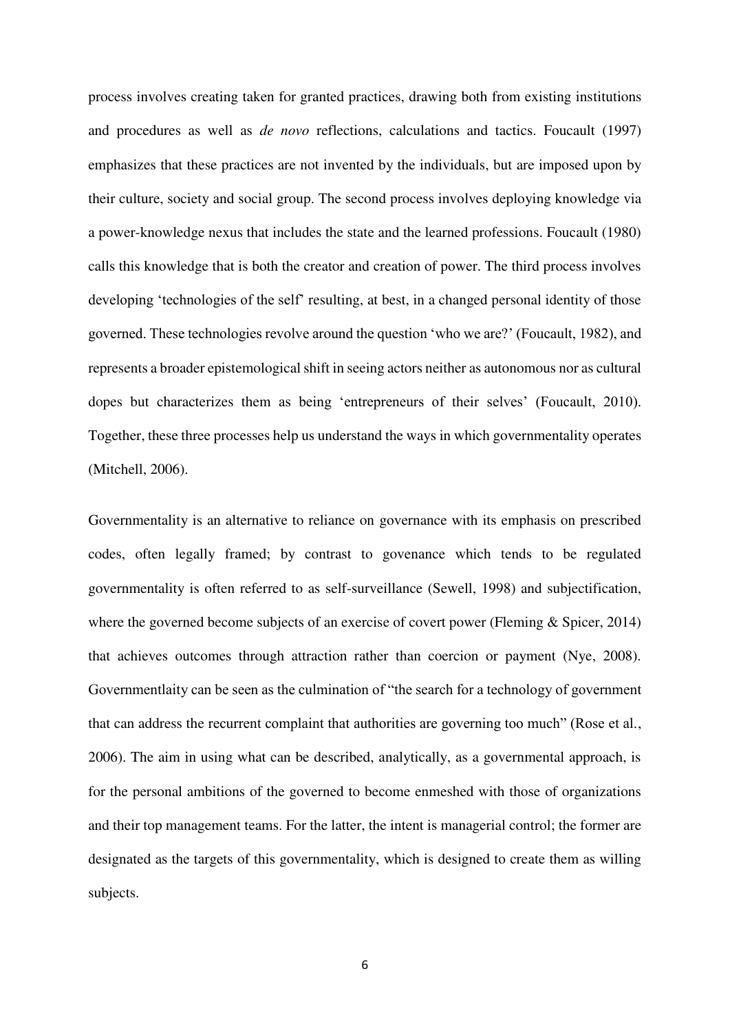process involves creating taken for granted practices, drawing both from existing institutions and procedures as well as *de novo* reflections, calculations and tactics. Foucault (1997) emphasizes that these practices are not invented by the individuals, but are imposed upon by their culture, society and social group. The second process involves deploying knowledge via a power-knowledge nexus that includes the state and the learned professions. Foucault (1980) calls this knowledge that is both the creator and creation of power. The third process involves developing 'technologies of the self' resulting, at best, in a changed personal identity of those governed. These technologies revolve around the question 'who we are?' (Foucault, 1982), and represents a broader epistemological shift in seeing actors neither as autonomous nor as cultural dopes but characterizes them as being 'entrepreneurs of their selves' (Foucault, 2010). Together, these three processes help us understand the ways in which governmentality operates (Mitchell, 2006).

Governmentality is an alternative to reliance on governance with its emphasis on prescribed codes, often legally framed; by contrast to govenance which tends to be regulated governmentality is often referred to as self-surveillance (Sewell, 1998) and subjectification, where the governed become subjects of an exercise of covert power (Fleming & Spicer, 2014) that achieves outcomes through attraction rather than coercion or payment (Nye, 2008). Governmentlaity can be seen as the culmination of "the search for a technology of government that can address the recurrent complaint that authorities are governing too much" (Rose et al., 2006). The aim in using what can be described, analytically, as a governmental approach, is for the personal ambitions of the governed to become enmeshed with those of organizations and their top management teams. For the latter, the intent is managerial control; the former are designated as the targets of this governmentality, which is designed to create them as willing subjects.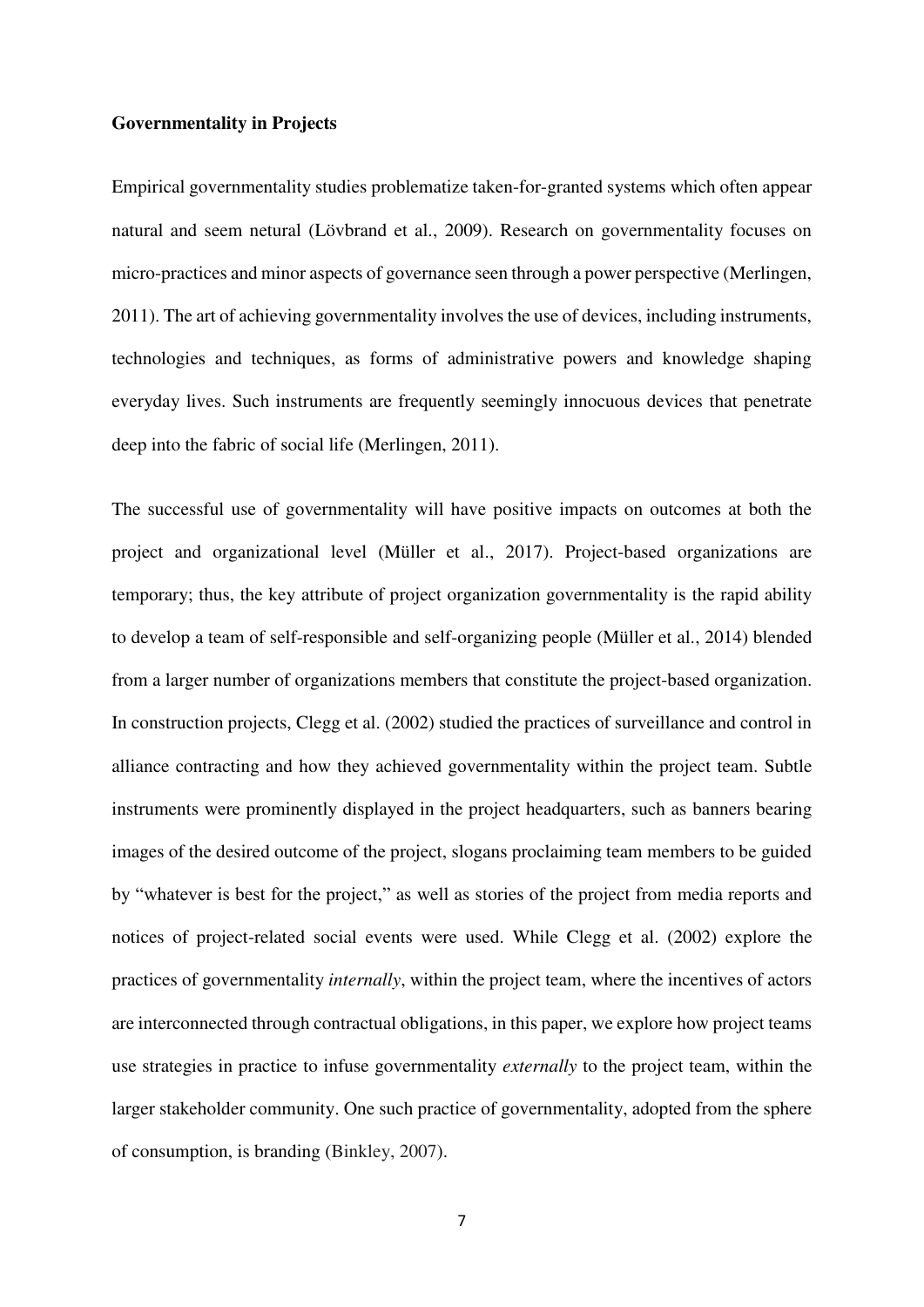**Governmentality in Projects**

Empirical governmentality studies problematize taken-for-granted systems which often appear natural and seem netural (Lövbrand et al., 2009). Research on governmentality focuses on micro-practices and minor aspects of governance seen through a power perspective (Merlingen, 2011). The art of achieving governmentality involves the use of devices, including instruments, technologies and techniques, as forms of administrative powers and knowledge shaping everyday lives. Such instruments are frequently seemingly innocuous devices that penetrate deep into the fabric of social life (Merlingen, 2011).

The successful use of governmentality will have positive impacts on outcomes at both the project and organizational level (Müller et al., 2017). Project-based organizations are temporary; thus, the key attribute of project organization governmentality is the rapid ability to develop a team of self-responsible and self-organizing people (Müller et al., 2014) blended from a larger number of organizations members that constitute the project-based organization. In construction projects, Clegg et al. (2002) studied the practices of surveillance and control in alliance contracting and how they achieved governmentality within the project team. Subtle instruments were prominently displayed in the project headquarters, such as banners bearing images of the desired outcome of the project, slogans proclaiming team members to be guided by "whatever is best for the project," as well as stories of the project from media reports and notices of project-related social events were used. While Clegg et al. (2002) explore the practices of governmentality *internally*, within the project team, where the incentives of actors are interconnected through contractual obligations, in this paper, we explore how project teams use strategies in practice to infuse governmentality *externally* to the project team, within the larger stakeholder community. One such practice of governmentality, adopted from the sphere of consumption, is branding (Binkley, 2007).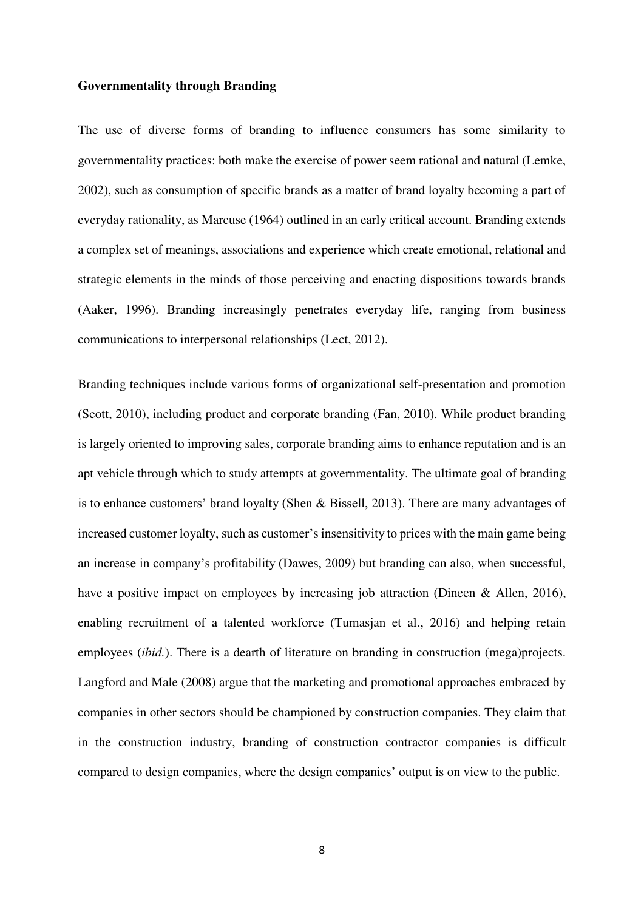**Governmentality through Branding**

The use of diverse forms of branding to influence consumers has some similarity to governmentality practices: both make the exercise of power seem rational and natural (Lemke, 2002), such as consumption of specific brands as a matter of brand loyalty becoming a part of everyday rationality, as Marcuse (1964) outlined in an early critical account. Branding extends a complex set of meanings, associations and experience which create emotional, relational and strategic elements in the minds of those perceiving and enacting dispositions towards brands (Aaker, 1996). Branding increasingly penetrates everyday life, ranging from business communications to interpersonal relationships (Lect, 2012).

Branding techniques include various forms of organizational self-presentation and promotion (Scott, 2010), including product and corporate branding (Fan, 2010). While product branding is largely oriented to improving sales, corporate branding aims to enhance reputation and is an apt vehicle through which to study attempts at governmentality. The ultimate goal of branding is to enhance customers' brand loyalty (Shen & Bissell, 2013). There are many advantages of increased customer loyalty, such as customer's insensitivity to prices with the main game being an increase in company's profitability (Dawes, 2009) but branding can also, when successful, have a positive impact on employees by increasing job attraction (Dineen & Allen, 2016), enabling recruitment of a talented workforce (Tumasjan et al., 2016) and helping retain employees (*ibid.*). There is a dearth of literature on branding in construction (mega)projects. Langford and Male (2008) argue that the marketing and promotional approaches embraced by companies in other sectors should be championed by construction companies. They claim that in the construction industry, branding of construction contractor companies is difficult compared to design companies, where the design companies' output is on view to the public.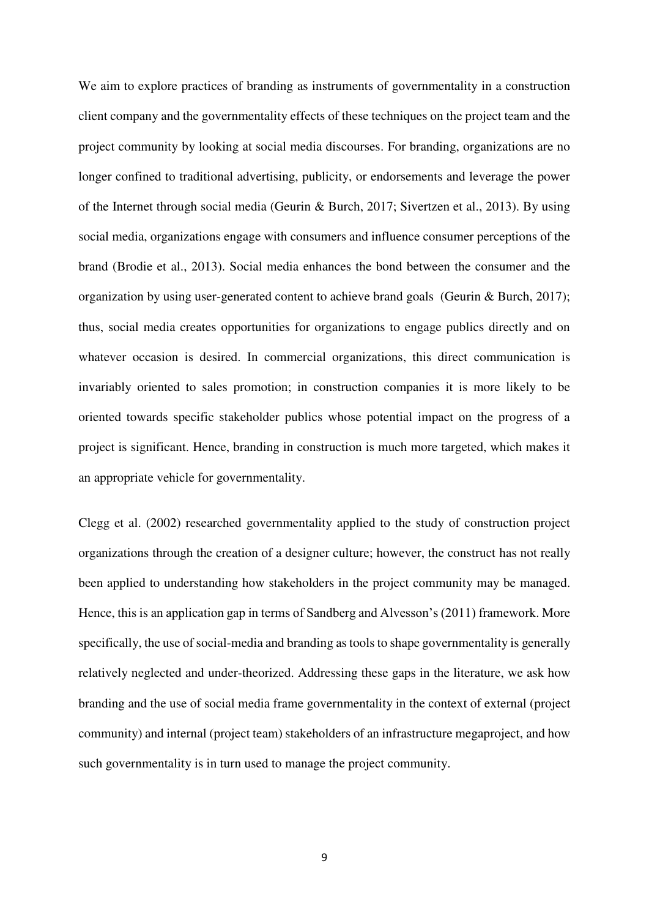We aim to explore practices of branding as instruments of governmentality in a construction client company and the governmentality effects of these techniques on the project team and the project community by looking at social media discourses. For branding, organizations are no longer confined to traditional advertising, publicity, or endorsements and leverage the power of the Internet through social media (Geurin & Burch, 2017; Sivertzen et al., 2013). By using social media, organizations engage with consumers and influence consumer perceptions of the brand (Brodie et al., 2013). Social media enhances the bond between the consumer and the organization by using user-generated content to achieve brand goals (Geurin & Burch, 2017); thus, social media creates opportunities for organizations to engage publics directly and on whatever occasion is desired. In commercial organizations, this direct communication is invariably oriented to sales promotion; in construction companies it is more likely to be oriented towards specific stakeholder publics whose potential impact on the progress of a project is significant. Hence, branding in construction is much more targeted, which makes it an appropriate vehicle for governmentality.

Clegg et al. (2002) researched governmentality applied to the study of construction project organizations through the creation of a designer culture; however, the construct has not really been applied to understanding how stakeholders in the project community may be managed. Hence, this is an application gap in terms of Sandberg and Alvesson's (2011) framework. More specifically, the use of social-media and branding as tools to shape governmentality is generally relatively neglected and under-theorized. Addressing these gaps in the literature, we ask how branding and the use of social media frame governmentality in the context of external (project community) and internal (project team) stakeholders of an infrastructure megaproject, and how such governmentality is in turn used to manage the project community.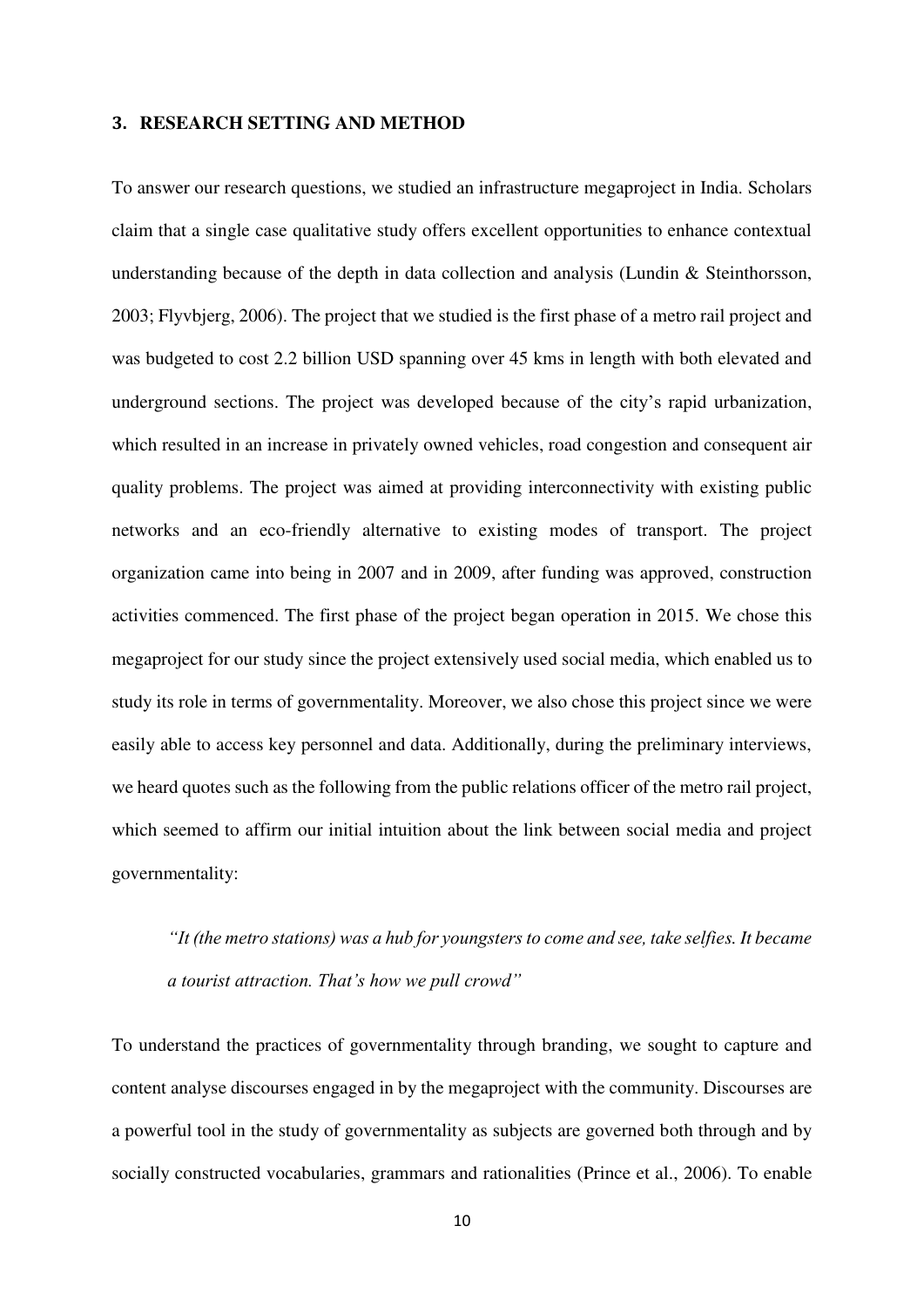## 3. RESEARCH SETTING AND METHOD

To answer our research questions, we studied an infrastructure megaproject in India. Scholars claim that a single case qualitative study offers excellent opportunities to enhance contextual understanding because of the depth in data collection and analysis (Lundin & Steinthorsson, 2003; Flyvbjerg, 2006). The project that we studied is the first phase of a metro rail project and was budgeted to cost 2.2 billion USD spanning over 45 kms in length with both elevated and underground sections. The project was developed because of the city's rapid urbanization, which resulted in an increase in privately owned vehicles, road congestion and consequent air quality problems. The project was aimed at providing interconnectivity with existing public networks and an eco-friendly alternative to existing modes of transport. The project organization came into being in 2007 and in 2009, after funding was approved, construction activities commenced. The first phase of the project began operation in 2015. We chose this megaproject for our study since the project extensively used social media, which enabled us to study its role in terms of governmentality. Moreover, we also chose this project since we were easily able to access key personnel and data. Additionally, during the preliminary interviews, we heard quotes such as the following from the public relations officer of the metro rail project, which seemed to affirm our initial intuition about the link between social media and project governmentality:

> *"It (the metro stations) was a hub for youngsters to come and see, take selfies. It became a tourist attraction. That's how we pull crowd"*

To understand the practices of governmentality through branding, we sought to capture and content analyse discourses engaged in by the megaproject with the community. Discourses are a powerful tool in the study of governmentality as subjects are governed both through and by socially constructed vocabularies, grammars and rationalities (Prince et al., 2006). To enable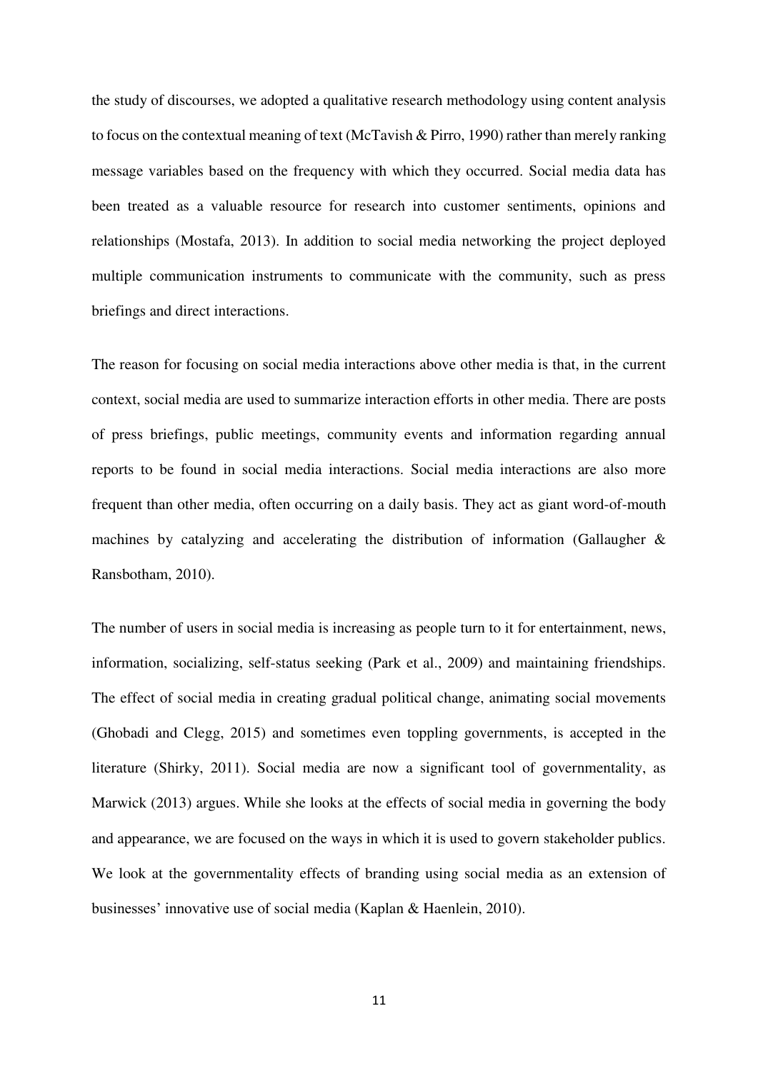the study of discourses, we adopted a qualitative research methodology using content analysis to focus on the contextual meaning of text (McTavish & Pirro, 1990) rather than merely ranking message variables based on the frequency with which they occurred. Social media data has been treated as a valuable resource for research into customer sentiments, opinions and relationships (Mostafa, 2013). In addition to social media networking the project deployed multiple communication instruments to communicate with the community, such as press briefings and direct interactions.

The reason for focusing on social media interactions above other media is that, in the current context, social media are used to summarize interaction efforts in other media. There are posts of press briefings, public meetings, community events and information regarding annual reports to be found in social media interactions. Social media interactions are also more frequent than other media, often occurring on a daily basis. They act as giant word-of-mouth machines by catalyzing and accelerating the distribution of information (Gallaugher & Ransbotham, 2010).

The number of users in social media is increasing as people turn to it for entertainment, news, information, socializing, self-status seeking (Park et al., 2009) and maintaining friendships. The effect of social media in creating gradual political change, animating social movements (Ghobadi and Clegg, 2015) and sometimes even toppling governments, is accepted in the literature (Shirky, 2011). Social media are now a significant tool of governmentality, as Marwick (2013) argues. While she looks at the effects of social media in governing the body and appearance, we are focused on the ways in which it is used to govern stakeholder publics. We look at the governmentality effects of branding using social media as an extension of businesses' innovative use of social media (Kaplan & Haenlein, 2010).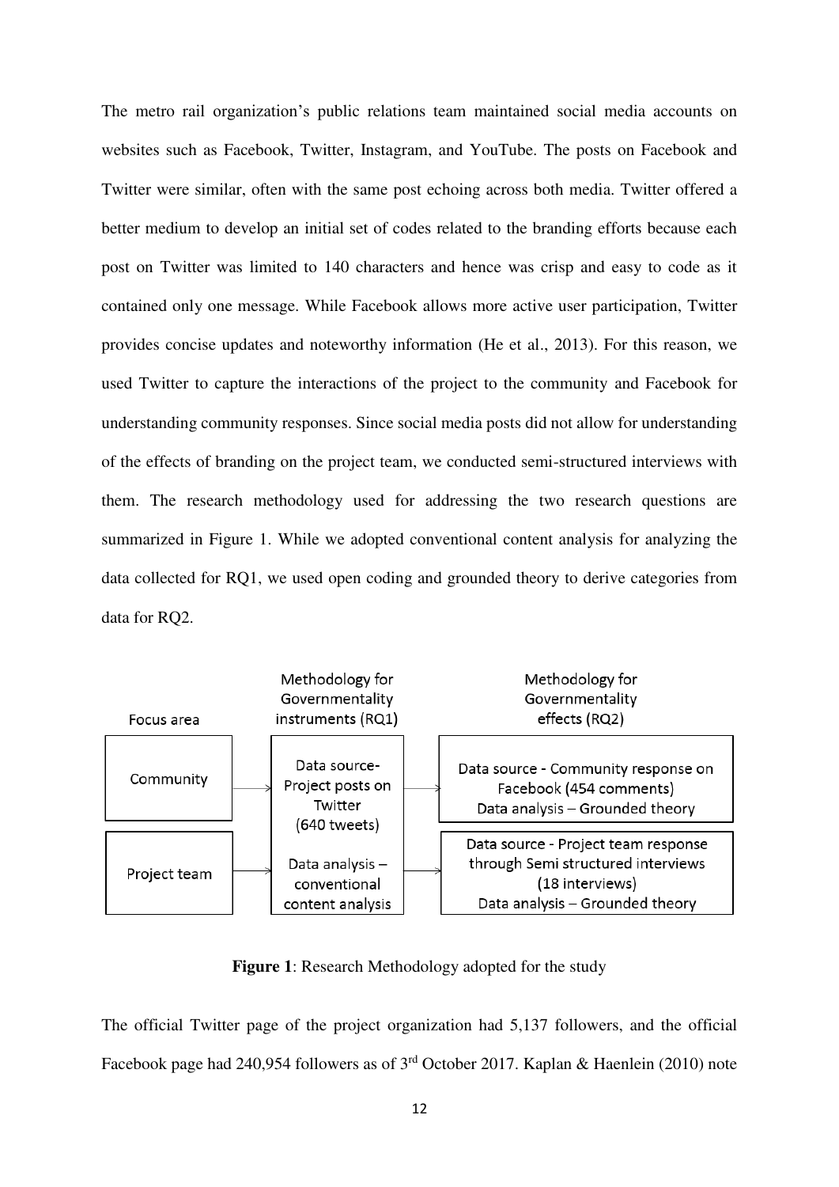The metro rail organization's public relations team maintained social media accounts on websites such as Facebook, Twitter, Instagram, and YouTube. The posts on Facebook and Twitter were similar, often with the same post echoing across both media. Twitter offered a better medium to develop an initial set of codes related to the branding efforts because each post on Twitter was limited to 140 characters and hence was crisp and easy to code as it contained only one message. While Facebook allows more active user participation, Twitter provides concise updates and noteworthy information (He et al., 2013). For this reason, we used Twitter to capture the interactions of the project to the community and Facebook for understanding community responses. Since social media posts did not allow for understanding of the effects of branding on the project team, we conducted semi-structured interviews with them. The research methodology used for addressing the two research questions are summarized in Figure 1. While we adopted conventional content analysis for analyzing the data collected for RQ1, we used open coding and grounded theory to derive categories from data for RQ2.

| Focus area | Methodology for Governmentality instruments (RQ1) | Methodology for Governmentality effects (RQ2) |
| --- | --- | --- |
| Community | Data source- Project posts on Twitter (640 tweets) | Data source - Community response on Facebook (454 comments)<br>Data analysis – Grounded theory |
| Project team | Data analysis – conventional content analysis | Data source - Project team response through Semi structured interviews (18 interviews)<br>Data analysis – Grounded theory |

**Figure 1**: Research Methodology adopted for the study

The official Twitter page of the project organization had 5,137 followers, and the official Facebook page had 240,954 followers as of 3rd October 2017. Kaplan & Haenlein (2010) note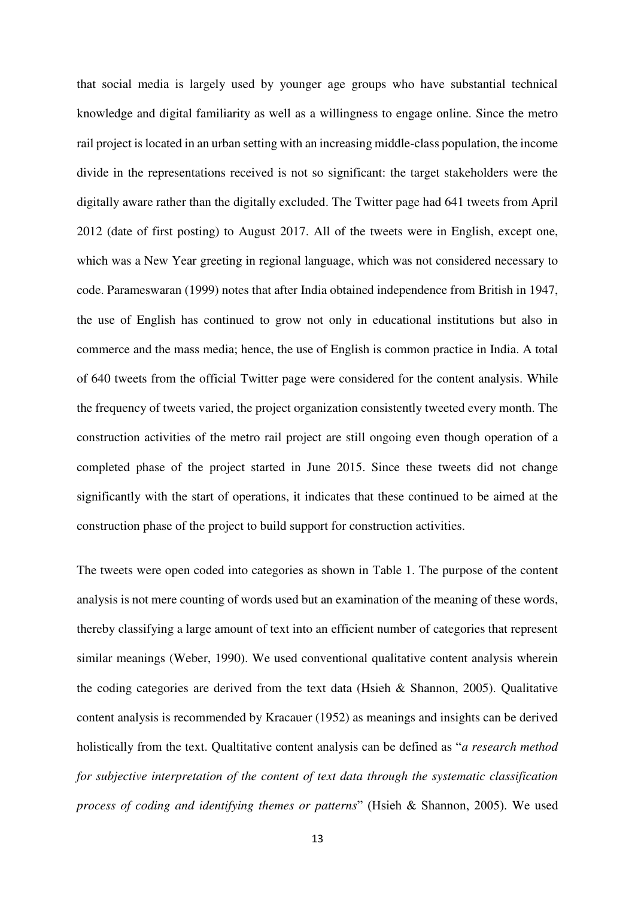that social media is largely used by younger age groups who have substantial technical knowledge and digital familiarity as well as a willingness to engage online. Since the metro rail project is located in an urban setting with an increasing middle-class population, the income divide in the representations received is not so significant: the target stakeholders were the digitally aware rather than the digitally excluded. The Twitter page had 641 tweets from April 2012 (date of first posting) to August 2017. All of the tweets were in English, except one, which was a New Year greeting in regional language, which was not considered necessary to code. Parameswaran (1999) notes that after India obtained independence from British in 1947, the use of English has continued to grow not only in educational institutions but also in commerce and the mass media; hence, the use of English is common practice in India. A total of 640 tweets from the official Twitter page were considered for the content analysis. While the frequency of tweets varied, the project organization consistently tweeted every month. The construction activities of the metro rail project are still ongoing even though operation of a completed phase of the project started in June 2015. Since these tweets did not change significantly with the start of operations, it indicates that these continued to be aimed at the construction phase of the project to build support for construction activities.

The tweets were open coded into categories as shown in Table 1. The purpose of the content analysis is not mere counting of words used but an examination of the meaning of these words, thereby classifying a large amount of text into an efficient number of categories that represent similar meanings (Weber, 1990). We used conventional qualitative content analysis wherein the coding categories are derived from the text data (Hsieh & Shannon, 2005). Qualitative content analysis is recommended by Kracauer (1952) as meanings and insights can be derived holistically from the text. Qualtitative content analysis can be defined as "*a research method for subjective interpretation of the content of text data through the systematic classification process of coding and identifying themes or patterns*" (Hsieh & Shannon, 2005). We used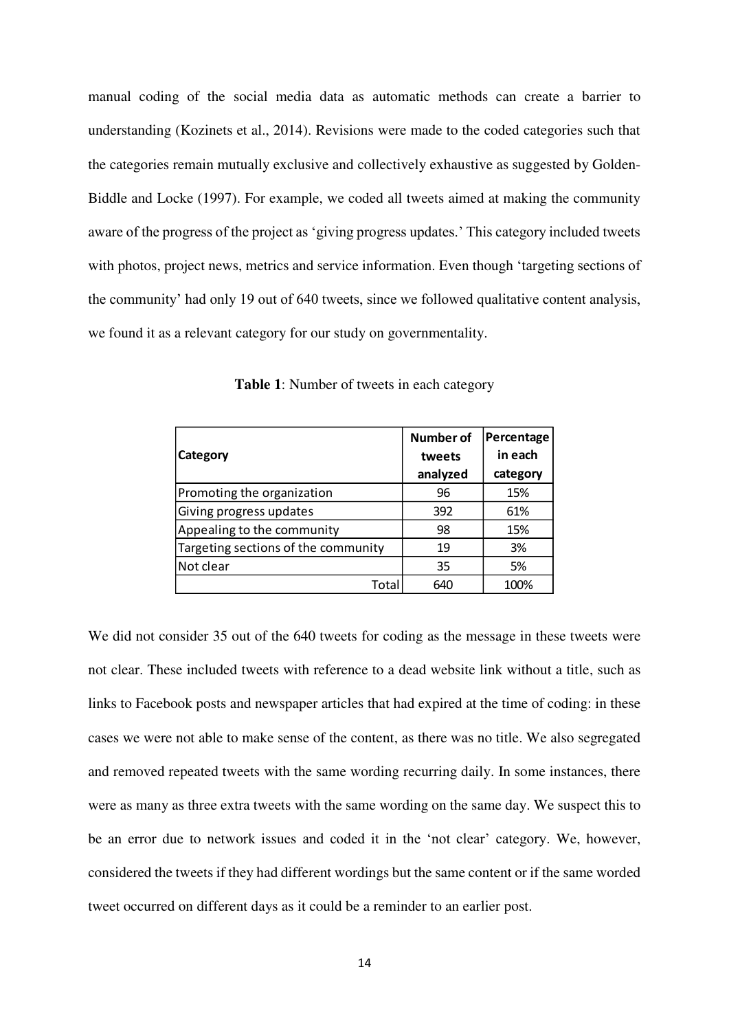manual coding of the social media data as automatic methods can create a barrier to understanding (Kozinets et al., 2014). Revisions were made to the coded categories such that the categories remain mutually exclusive and collectively exhaustive as suggested by Golden-Biddle and Locke (1997). For example, we coded all tweets aimed at making the community aware of the progress of the project as 'giving progress updates.' This category included tweets with photos, project news, metrics and service information. Even though 'targeting sections of the community' had only 19 out of 640 tweets, since we followed qualitative content analysis, we found it as a relevant category for our study on governmentality.

**Table 1**: Number of tweets in each category

| Category | Number of tweets analyzed | Percentage in each category |
|---|---|---|
| Promoting the organization | 96 | 15% |
| Giving progress updates | 392 | 61% |
| Appealing to the community | 98 | 15% |
| Targeting sections of the community | 19 | 3% |
| Not clear | 35 | 5% |
| Total | 640 | 100% |

We did not consider 35 out of the 640 tweets for coding as the message in these tweets were not clear. These included tweets with reference to a dead website link without a title, such as links to Facebook posts and newspaper articles that had expired at the time of coding: in these cases we were not able to make sense of the content, as there was no title. We also segregated and removed repeated tweets with the same wording recurring daily. In some instances, there were as many as three extra tweets with the same wording on the same day. We suspect this to be an error due to network issues and coded it in the 'not clear' category. We, however, considered the tweets if they had different wordings but the same content or if the same worded tweet occurred on different days as it could be a reminder to an earlier post.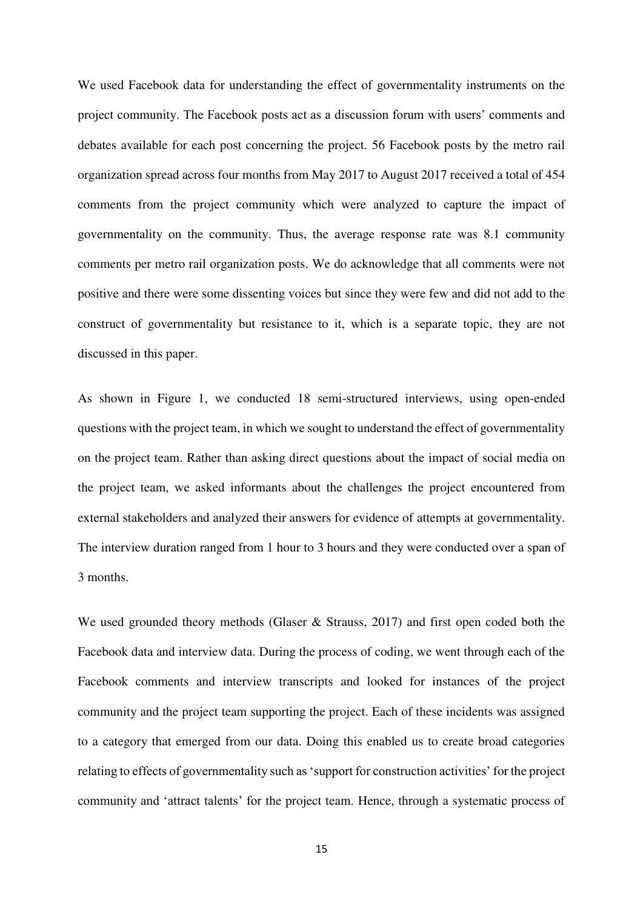We used Facebook data for understanding the effect of governmentality instruments on the project community. The Facebook posts act as a discussion forum with users' comments and debates available for each post concerning the project. 56 Facebook posts by the metro rail organization spread across four months from May 2017 to August 2017 received a total of 454 comments from the project community which were analyzed to capture the impact of governmentality on the community. Thus, the average response rate was 8.1 community comments per metro rail organization posts. We do acknowledge that all comments were not positive and there were some dissenting voices but since they were few and did not add to the construct of governmentality but resistance to it, which is a separate topic, they are not discussed in this paper.

As shown in Figure 1, we conducted 18 semi-structured interviews, using open-ended questions with the project team, in which we sought to understand the effect of governmentality on the project team. Rather than asking direct questions about the impact of social media on the project team, we asked informants about the challenges the project encountered from external stakeholders and analyzed their answers for evidence of attempts at governmentality. The interview duration ranged from 1 hour to 3 hours and they were conducted over a span of 3 months.

We used grounded theory methods (Glaser & Strauss, 2017) and first open coded both the Facebook data and interview data. During the process of coding, we went through each of the Facebook comments and interview transcripts and looked for instances of the project community and the project team supporting the project. Each of these incidents was assigned to a category that emerged from our data. Doing this enabled us to create broad categories relating to effects of governmentality such as 'support for construction activities' for the project community and 'attract talents' for the project team. Hence, through a systematic process of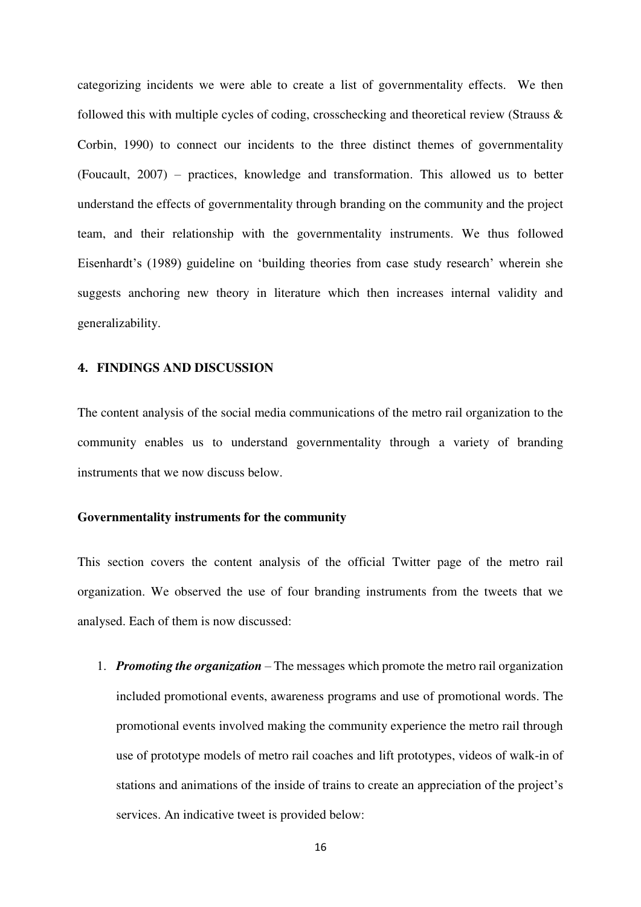categorizing incidents we were able to create a list of governmentality effects. We then followed this with multiple cycles of coding, crosschecking and theoretical review (Strauss & Corbin, 1990) to connect our incidents to the three distinct themes of governmentality (Foucault, 2007) – practices, knowledge and transformation. This allowed us to better understand the effects of governmentality through branding on the community and the project team, and their relationship with the governmentality instruments. We thus followed Eisenhardt's (1989) guideline on 'building theories from case study research' wherein she suggests anchoring new theory in literature which then increases internal validity and generalizability.

## 4. FINDINGS AND DISCUSSION

The content analysis of the social media communications of the metro rail organization to the community enables us to understand governmentality through a variety of branding instruments that we now discuss below.

### Governmentality instruments for the community

This section covers the content analysis of the official Twitter page of the metro rail organization. We observed the use of four branding instruments from the tweets that we analysed. Each of them is now discussed:

1. ***Promoting the organization*** – The messages which promote the metro rail organization included promotional events, awareness programs and use of promotional words. The promotional events involved making the community experience the metro rail through use of prototype models of metro rail coaches and lift prototypes, videos of walk-in of stations and animations of the inside of trains to create an appreciation of the project's services. An indicative tweet is provided below: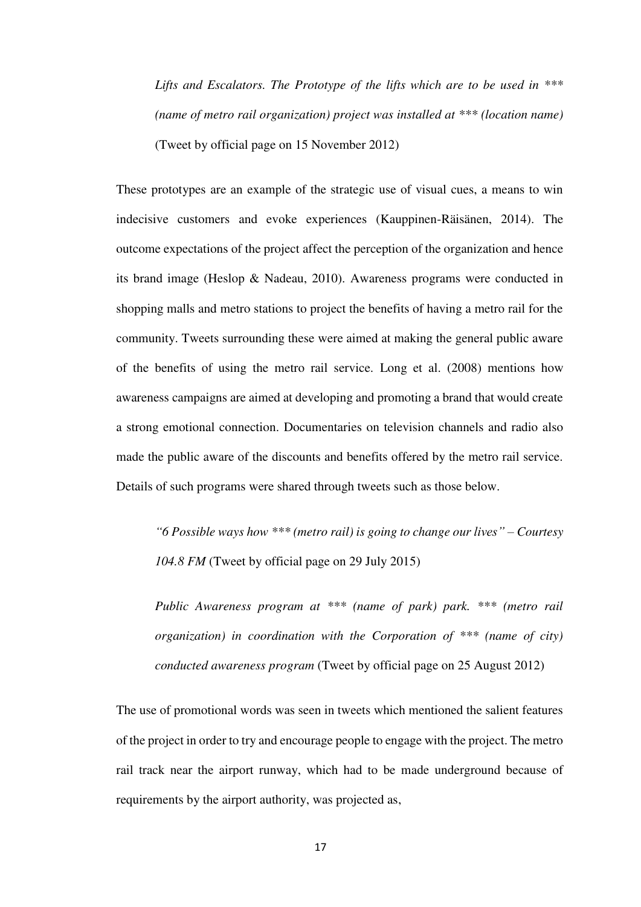> *Lifts and Escalators. The Prototype of the lifts which are to be used in *** (name of metro rail organization) project was installed at *** (location name)* (Tweet by official page on 15 November 2012)

These prototypes are an example of the strategic use of visual cues, a means to win indecisive customers and evoke experiences (Kauppinen-Räisänen, 2014). The outcome expectations of the project affect the perception of the organization and hence its brand image (Heslop & Nadeau, 2010). Awareness programs were conducted in shopping malls and metro stations to project the benefits of having a metro rail for the community. Tweets surrounding these were aimed at making the general public aware of the benefits of using the metro rail service. Long et al. (2008) mentions how awareness campaigns are aimed at developing and promoting a brand that would create a strong emotional connection. Documentaries on television channels and radio also made the public aware of the discounts and benefits offered by the metro rail service. Details of such programs were shared through tweets such as those below.

> *"6 Possible ways how *** (metro rail) is going to change our lives" – Courtesy 104.8 FM* (Tweet by official page on 29 July 2015)

> *Public Awareness program at *** (name of park) park. *** (metro rail organization) in coordination with the Corporation of *** (name of city) conducted awareness program* (Tweet by official page on 25 August 2012)

The use of promotional words was seen in tweets which mentioned the salient features of the project in order to try and encourage people to engage with the project. The metro rail track near the airport runway, which had to be made underground because of requirements by the airport authority, was projected as,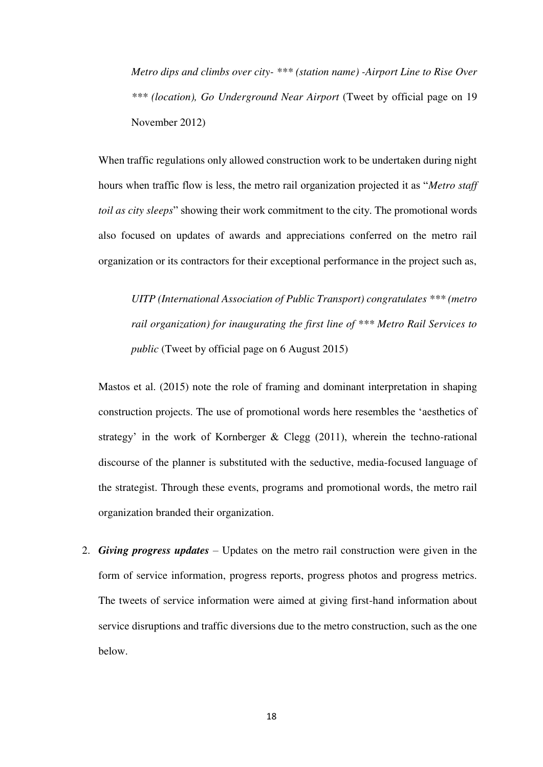> *Metro dips and climbs over city- *** (station name) -Airport Line to Rise Over *** (location), Go Underground Near Airport* (Tweet by official page on 19 November 2012)

When traffic regulations only allowed construction work to be undertaken during night hours when traffic flow is less, the metro rail organization projected it as "*Metro staff toil as city sleeps*" showing their work commitment to the city. The promotional words also focused on updates of awards and appreciations conferred on the metro rail organization or its contractors for their exceptional performance in the project such as,

> *UITP (International Association of Public Transport) congratulates *** (metro rail organization) for inaugurating the first line of *** Metro Rail Services to public* (Tweet by official page on 6 August 2015)

Mastos et al. (2015) note the role of framing and dominant interpretation in shaping construction projects. The use of promotional words here resembles the 'aesthetics of strategy' in the work of Kornberger & Clegg (2011), wherein the techno-rational discourse of the planner is substituted with the seductive, media-focused language of the strategist. Through these events, programs and promotional words, the metro rail organization branded their organization.

2. ***Giving progress updates*** – Updates on the metro rail construction were given in the form of service information, progress reports, progress photos and progress metrics. The tweets of service information were aimed at giving first-hand information about service disruptions and traffic diversions due to the metro construction, such as the one below.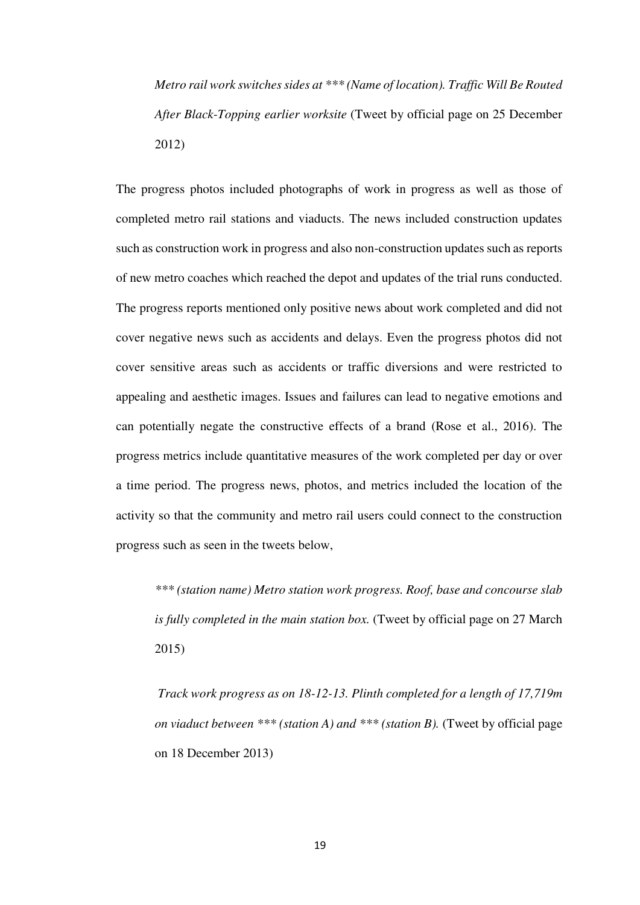> *Metro rail work switches sides at *** (Name of location). Traffic Will Be Routed After Black-Topping earlier worksite* (Tweet by official page on 25 December 2012)

The progress photos included photographs of work in progress as well as those of completed metro rail stations and viaducts. The news included construction updates such as construction work in progress and also non-construction updates such as reports of new metro coaches which reached the depot and updates of the trial runs conducted. The progress reports mentioned only positive news about work completed and did not cover negative news such as accidents and delays. Even the progress photos did not cover sensitive areas such as accidents or traffic diversions and were restricted to appealing and aesthetic images. Issues and failures can lead to negative emotions and can potentially negate the constructive effects of a brand (Rose et al., 2016). The progress metrics include quantitative measures of the work completed per day or over a time period. The progress news, photos, and metrics included the location of the activity so that the community and metro rail users could connect to the construction progress such as seen in the tweets below,

> **** (station name) Metro station work progress. Roof, base and concourse slab is fully completed in the main station box.* (Tweet by official page on 27 March 2015)

> *Track work progress as on 18-12-13. Plinth completed for a length of 17,719m on viaduct between *** (station A) and *** (station B).* (Tweet by official page on 18 December 2013)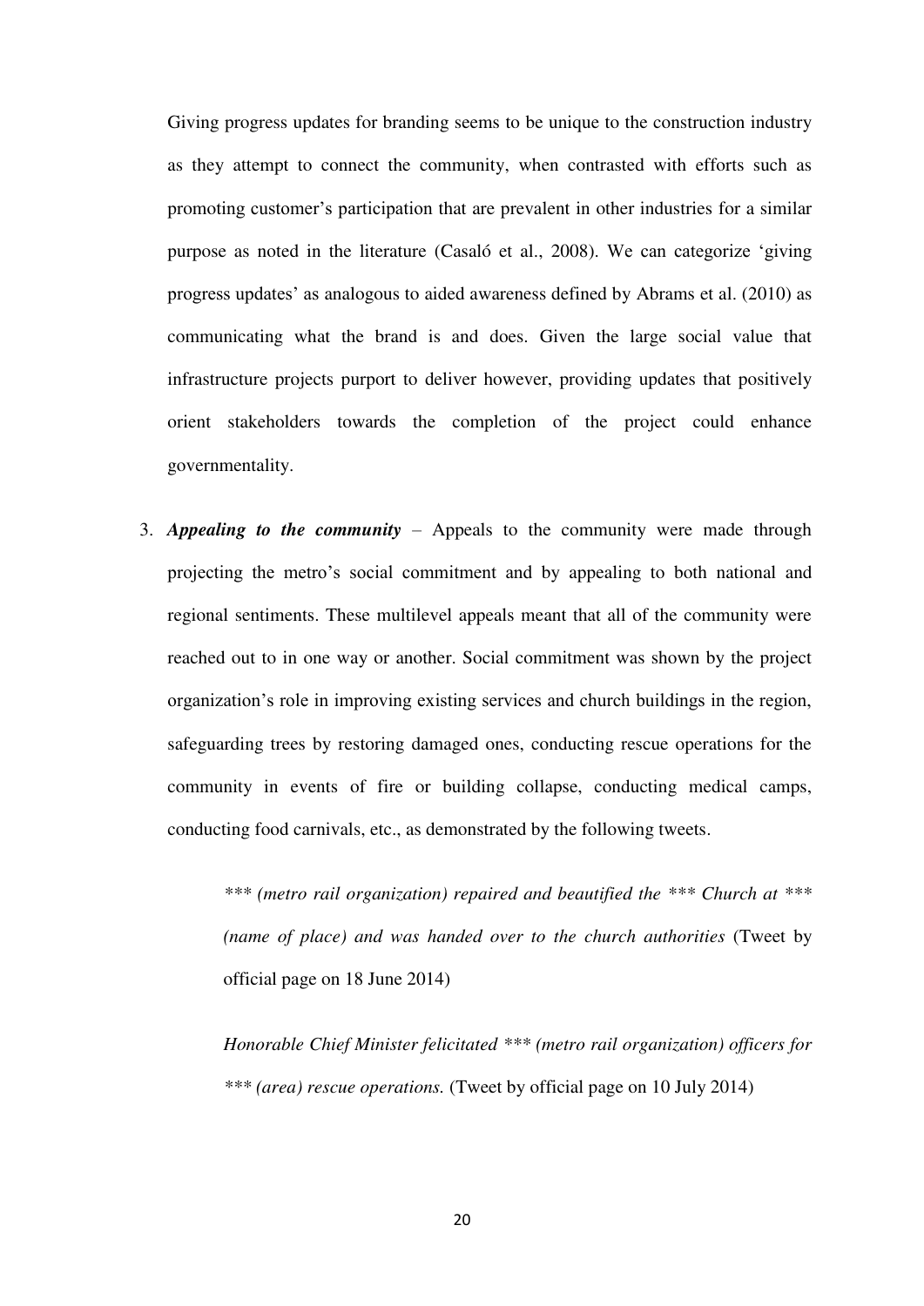Giving progress updates for branding seems to be unique to the construction industry as they attempt to connect the community, when contrasted with efforts such as promoting customer's participation that are prevalent in other industries for a similar purpose as noted in the literature (Casaló et al., 2008). We can categorize 'giving progress updates' as analogous to aided awareness defined by Abrams et al. (2010) as communicating what the brand is and does. Given the large social value that infrastructure projects purport to deliver however, providing updates that positively orient stakeholders towards the completion of the project could enhance governmentality.

3. ***Appealing to the community*** – Appeals to the community were made through projecting the metro's social commitment and by appealing to both national and regional sentiments. These multilevel appeals meant that all of the community were reached out to in one way or another. Social commitment was shown by the project organization's role in improving existing services and church buildings in the region, safeguarding trees by restoring damaged ones, conducting rescue operations for the community in events of fire or building collapse, conducting medical camps, conducting food carnivals, etc., as demonstrated by the following tweets.

   *\*\*\* (metro rail organization) repaired and beautified the \*\*\* Church at \*\*\* (name of place) and was handed over to the church authorities* (Tweet by official page on 18 June 2014)

   *Honorable Chief Minister felicitated \*\*\* (metro rail organization) officers for \*\*\* (area) rescue operations.* (Tweet by official page on 10 July 2014)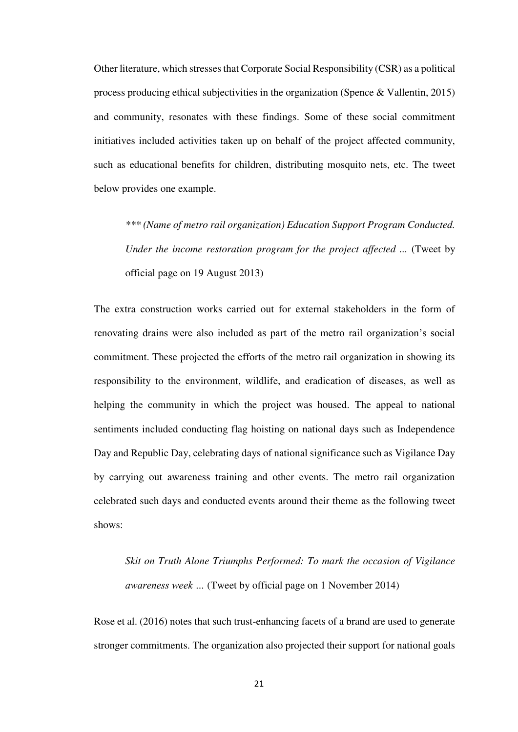Other literature, which stresses that Corporate Social Responsibility (CSR) as a political process producing ethical subjectivities in the organization (Spence & Vallentin, 2015) and community, resonates with these findings. Some of these social commitment initiatives included activities taken up on behalf of the project affected community, such as educational benefits for children, distributing mosquito nets, etc. The tweet below provides one example.

> *\*\*\* (Name of metro rail organization) Education Support Program Conducted. Under the income restoration program for the project affected ...* (Tweet by official page on 19 August 2013)

The extra construction works carried out for external stakeholders in the form of renovating drains were also included as part of the metro rail organization's social commitment. These projected the efforts of the metro rail organization in showing its responsibility to the environment, wildlife, and eradication of diseases, as well as helping the community in which the project was housed. The appeal to national sentiments included conducting flag hoisting on national days such as Independence Day and Republic Day, celebrating days of national significance such as Vigilance Day by carrying out awareness training and other events. The metro rail organization celebrated such days and conducted events around their theme as the following tweet shows:

> *Skit on Truth Alone Triumphs Performed: To mark the occasion of Vigilance awareness week ...* (Tweet by official page on 1 November 2014)

Rose et al. (2016) notes that such trust-enhancing facets of a brand are used to generate stronger commitments. The organization also projected their support for national goals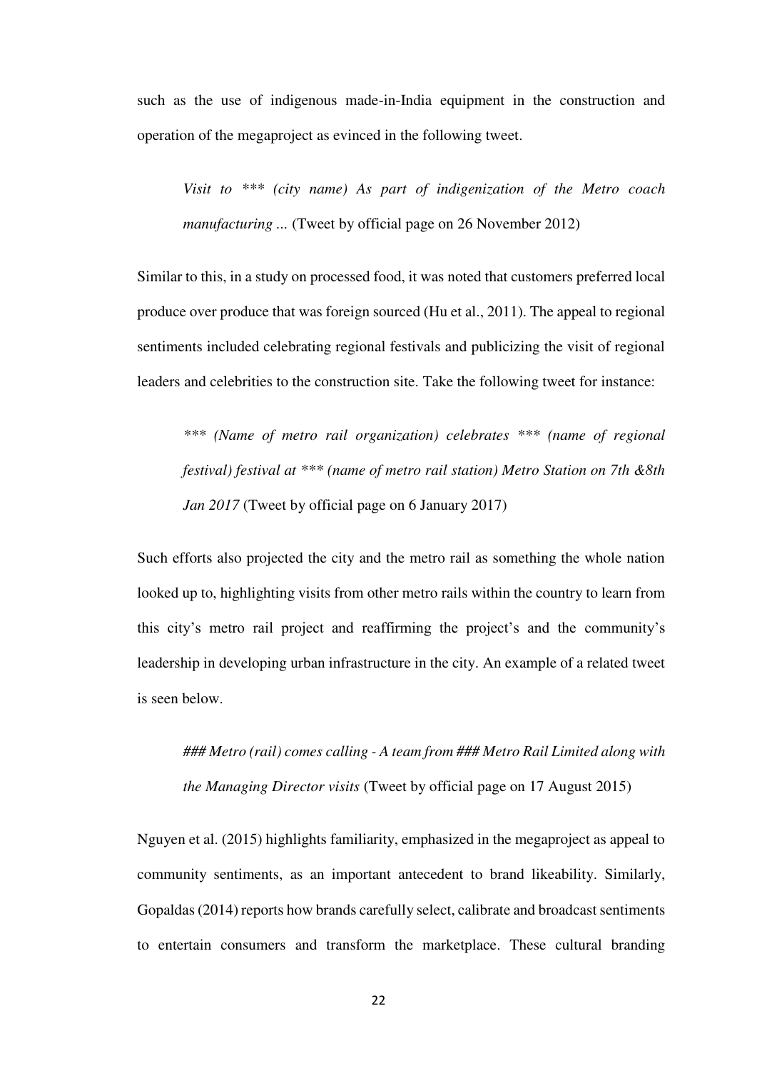such as the use of indigenous made-in-India equipment in the construction and operation of the megaproject as evinced in the following tweet.

> *Visit to *** (city name) As part of indigenization of the Metro coach manufacturing ...* (Tweet by official page on 26 November 2012)

Similar to this, in a study on processed food, it was noted that customers preferred local produce over produce that was foreign sourced (Hu et al., 2011). The appeal to regional sentiments included celebrating regional festivals and publicizing the visit of regional leaders and celebrities to the construction site. Take the following tweet for instance:

> **** (Name of metro rail organization) celebrates *** (name of regional festival) festival at *** (name of metro rail station) Metro Station on 7th &8th Jan 2017* (Tweet by official page on 6 January 2017)

Such efforts also projected the city and the metro rail as something the whole nation looked up to, highlighting visits from other metro rails within the country to learn from this city's metro rail project and reaffirming the project's and the community's leadership in developing urban infrastructure in the city. An example of a related tweet is seen below.

> *### Metro (rail) comes calling - A team from ### Metro Rail Limited along with the Managing Director visits* (Tweet by official page on 17 August 2015)

Nguyen et al. (2015) highlights familiarity, emphasized in the megaproject as appeal to community sentiments, as an important antecedent to brand likeability. Similarly, Gopaldas (2014) reports how brands carefully select, calibrate and broadcast sentiments to entertain consumers and transform the marketplace. These cultural branding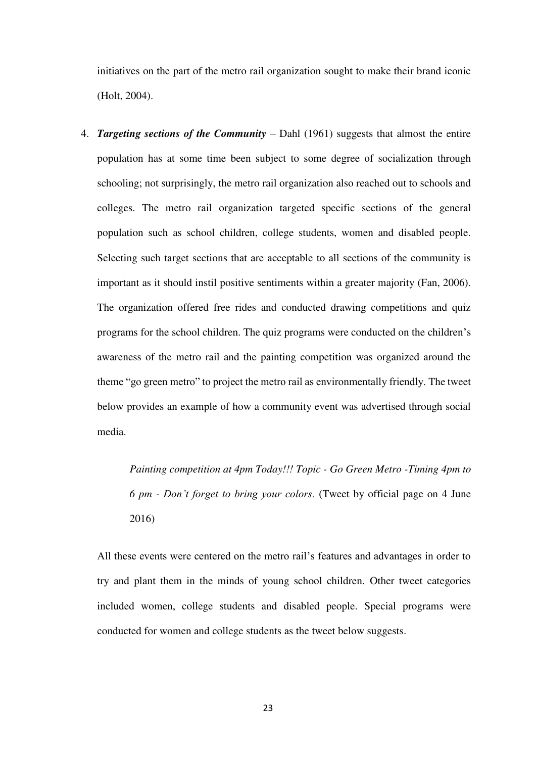initiatives on the part of the metro rail organization sought to make their brand iconic (Holt, 2004).

4. ***Targeting sections of the Community*** – Dahl (1961) suggests that almost the entire population has at some time been subject to some degree of socialization through schooling; not surprisingly, the metro rail organization also reached out to schools and colleges. The metro rail organization targeted specific sections of the general population such as school children, college students, women and disabled people. Selecting such target sections that are acceptable to all sections of the community is important as it should instil positive sentiments within a greater majority (Fan, 2006). The organization offered free rides and conducted drawing competitions and quiz programs for the school children. The quiz programs were conducted on the children's awareness of the metro rail and the painting competition was organized around the theme "go green metro" to project the metro rail as environmentally friendly. The tweet below provides an example of how a community event was advertised through social media.

   > *Painting competition at 4pm Today!!! Topic - Go Green Metro -Timing 4pm to 6 pm - Don't forget to bring your colors.* (Tweet by official page on 4 June 2016)

   All these events were centered on the metro rail's features and advantages in order to try and plant them in the minds of young school children. Other tweet categories included women, college students and disabled people. Special programs were conducted for women and college students as the tweet below suggests.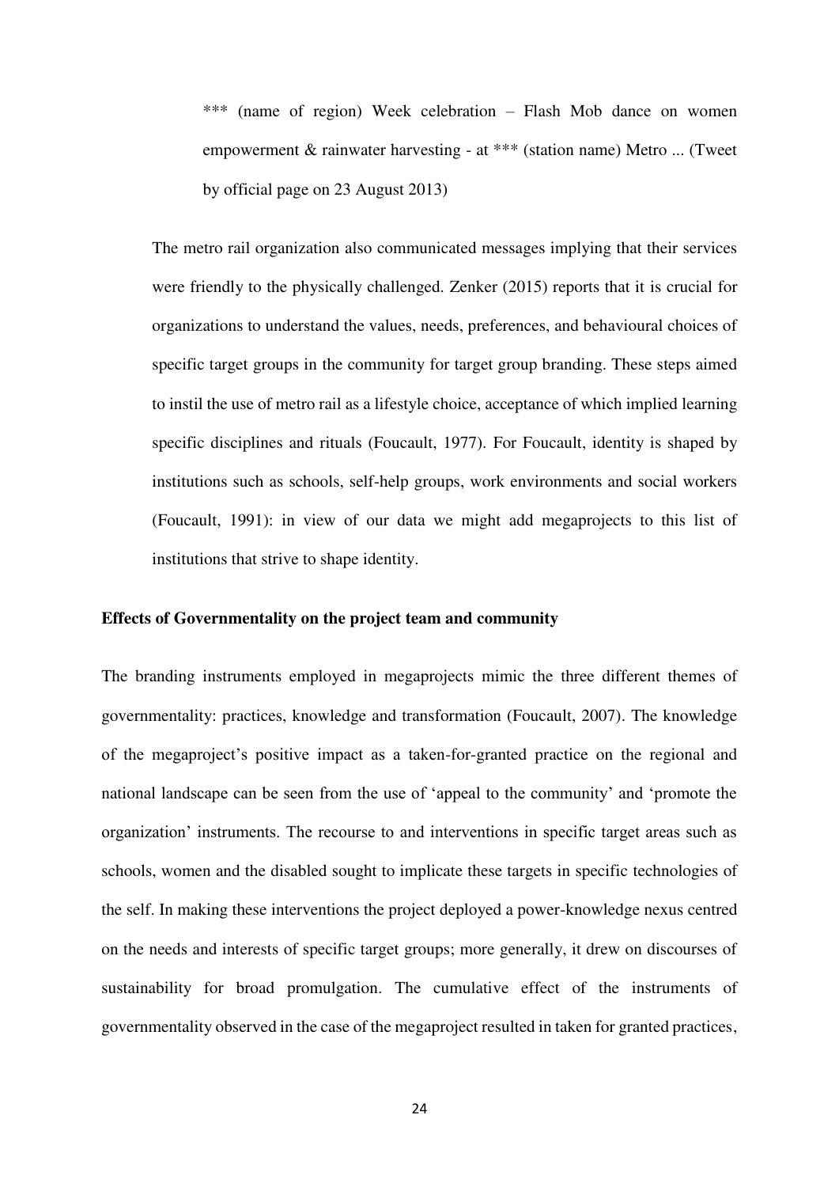> *** (name of region) Week celebration – Flash Mob dance on women empowerment & rainwater harvesting - at *** (station name) Metro ... (Tweet by official page on 23 August 2013)

The metro rail organization also communicated messages implying that their services were friendly to the physically challenged. Zenker (2015) reports that it is crucial for organizations to understand the values, needs, preferences, and behavioural choices of specific target groups in the community for target group branding. These steps aimed to instil the use of metro rail as a lifestyle choice, acceptance of which implied learning specific disciplines and rituals (Foucault, 1977). For Foucault, identity is shaped by institutions such as schools, self-help groups, work environments and social workers (Foucault, 1991): in view of our data we might add megaprojects to this list of institutions that strive to shape identity.

**Effects of Governmentality on the project team and community**

The branding instruments employed in megaprojects mimic the three different themes of governmentality: practices, knowledge and transformation (Foucault, 2007). The knowledge of the megaproject's positive impact as a taken-for-granted practice on the regional and national landscape can be seen from the use of 'appeal to the community' and 'promote the organization' instruments. The recourse to and interventions in specific target areas such as schools, women and the disabled sought to implicate these targets in specific technologies of the self. In making these interventions the project deployed a power-knowledge nexus centred on the needs and interests of specific target groups; more generally, it drew on discourses of sustainability for broad promulgation. The cumulative effect of the instruments of governmentality observed in the case of the megaproject resulted in taken for granted practices,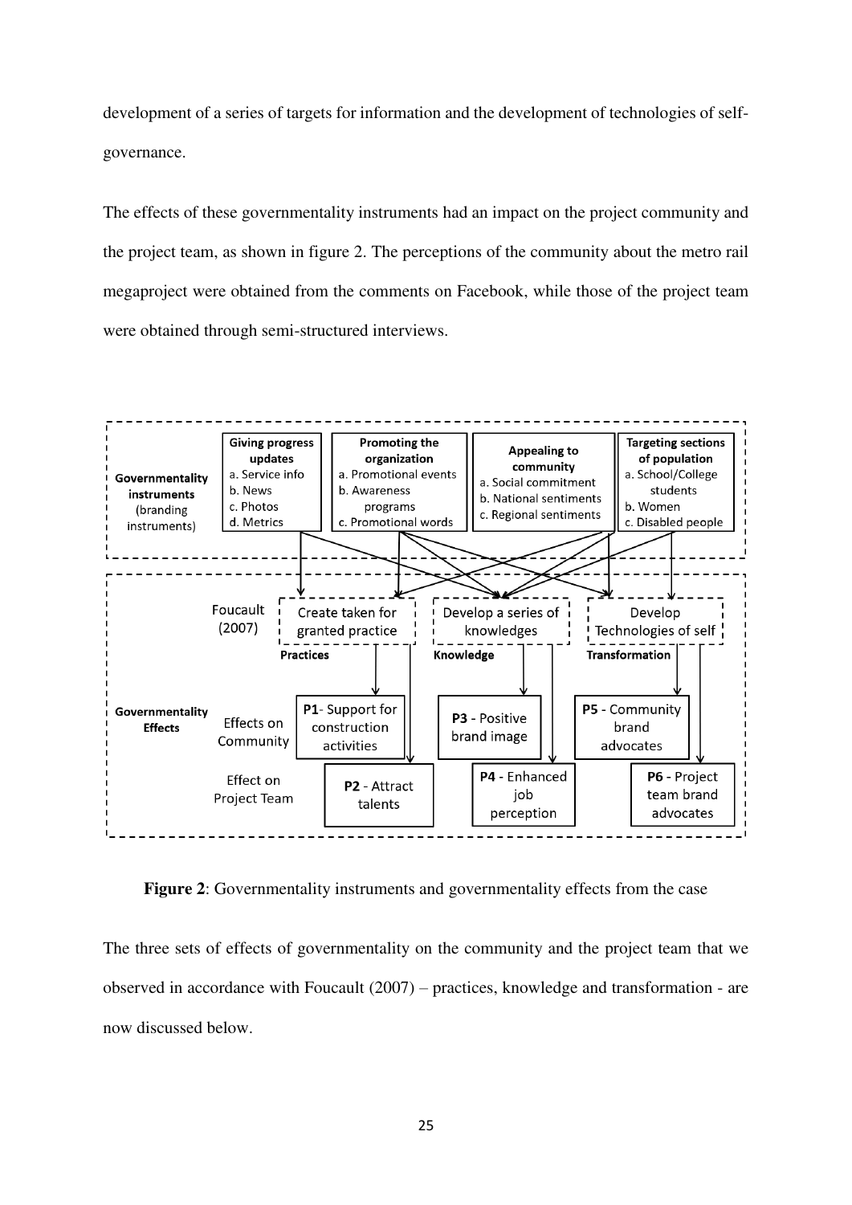development of a series of targets for information and the development of technologies of self-governance.

The effects of these governmentality instruments had an impact on the project community and the project team, as shown in figure 2. The perceptions of the community about the metro rail megaproject were obtained from the comments on Facebook, while those of the project team were obtained through semi-structured interviews.

**Figure 2**: Governmentality instruments and governmentality effects from the case

The three sets of effects of governmentality on the community and the project team that we observed in accordance with Foucault (2007) – practices, knowledge and transformation - are now discussed below.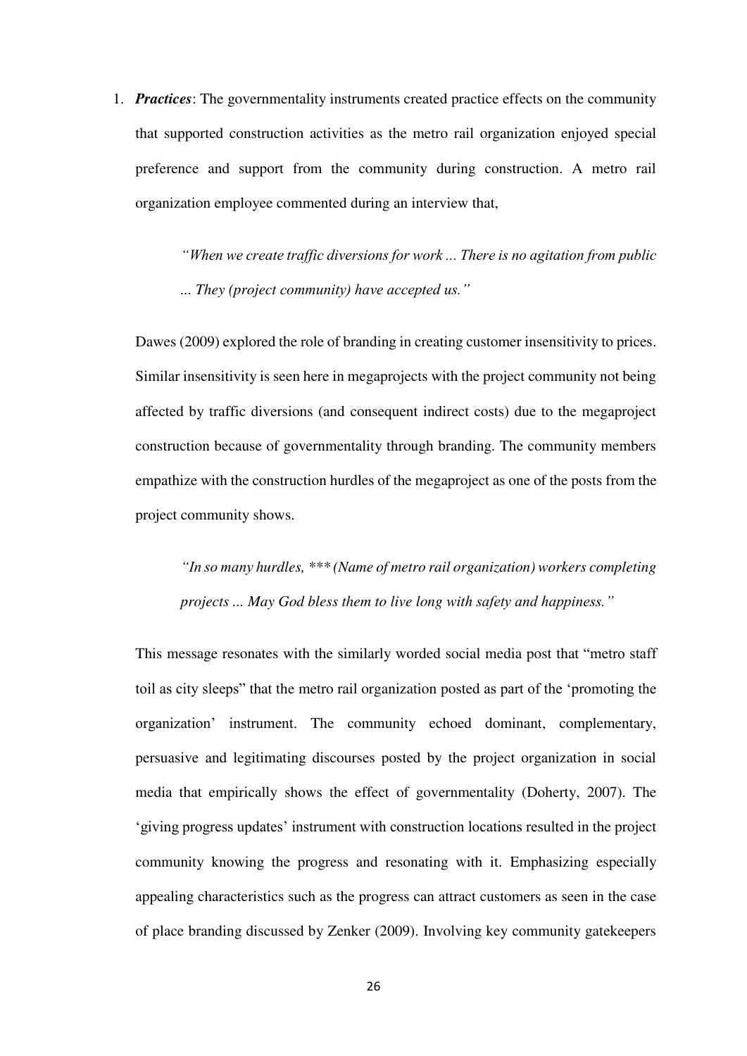1. ***Practices***: The governmentality instruments created practice effects on the community that supported construction activities as the metro rail organization enjoyed special preference and support from the community during construction. A metro rail organization employee commented during an interview that,

   > *"When we create traffic diversions for work ... There is no agitation from public ... They (project community) have accepted us."*

   Dawes (2009) explored the role of branding in creating customer insensitivity to prices. Similar insensitivity is seen here in megaprojects with the project community not being affected by traffic diversions (and consequent indirect costs) due to the megaproject construction because of governmentality through branding. The community members empathize with the construction hurdles of the megaproject as one of the posts from the project community shows.

   > *"In so many hurdles, *** (Name of metro rail organization) workers completing projects ... May God bless them to live long with safety and happiness."*

   This message resonates with the similarly worded social media post that "metro staff toil as city sleeps" that the metro rail organization posted as part of the 'promoting the organization' instrument. The community echoed dominant, complementary, persuasive and legitimating discourses posted by the project organization in social media that empirically shows the effect of governmentality (Doherty, 2007). The 'giving progress updates' instrument with construction locations resulted in the project community knowing the progress and resonating with it. Emphasizing especially appealing characteristics such as the progress can attract customers as seen in the case of place branding discussed by Zenker (2009). Involving key community gatekeepers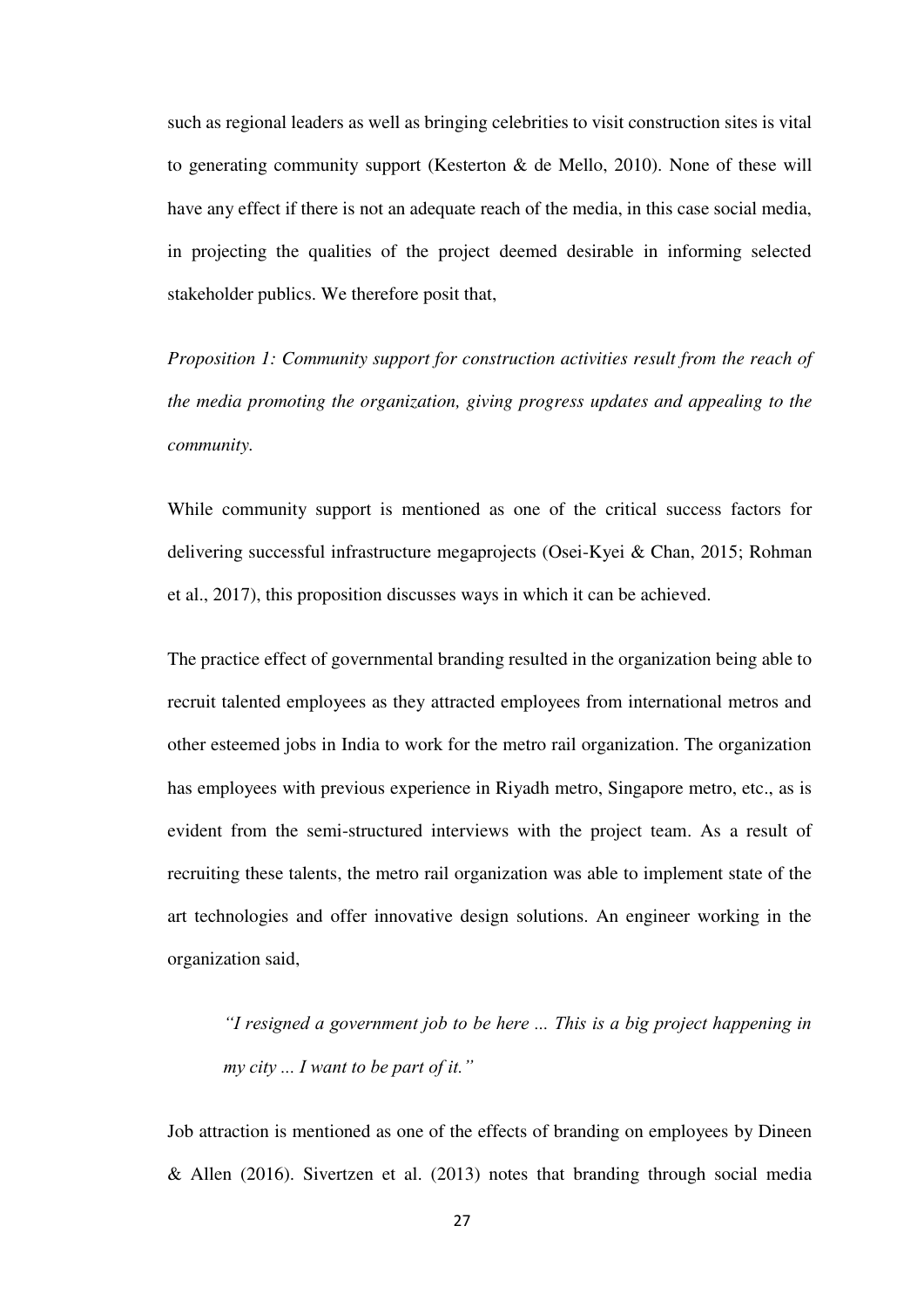such as regional leaders as well as bringing celebrities to visit construction sites is vital to generating community support (Kesterton & de Mello, 2010). None of these will have any effect if there is not an adequate reach of the media, in this case social media, in projecting the qualities of the project deemed desirable in informing selected stakeholder publics. We therefore posit that,

*Proposition 1: Community support for construction activities result from the reach of the media promoting the organization, giving progress updates and appealing to the community.*

While community support is mentioned as one of the critical success factors for delivering successful infrastructure megaprojects (Osei-Kyei & Chan, 2015; Rohman et al., 2017), this proposition discusses ways in which it can be achieved.

The practice effect of governmental branding resulted in the organization being able to recruit talented employees as they attracted employees from international metros and other esteemed jobs in India to work for the metro rail organization. The organization has employees with previous experience in Riyadh metro, Singapore metro, etc., as is evident from the semi-structured interviews with the project team. As a result of recruiting these talents, the metro rail organization was able to implement state of the art technologies and offer innovative design solutions. An engineer working in the organization said,

> *"I resigned a government job to be here ... This is a big project happening in my city ... I want to be part of it."*

Job attraction is mentioned as one of the effects of branding on employees by Dineen & Allen (2016). Sivertzen et al. (2013) notes that branding through social media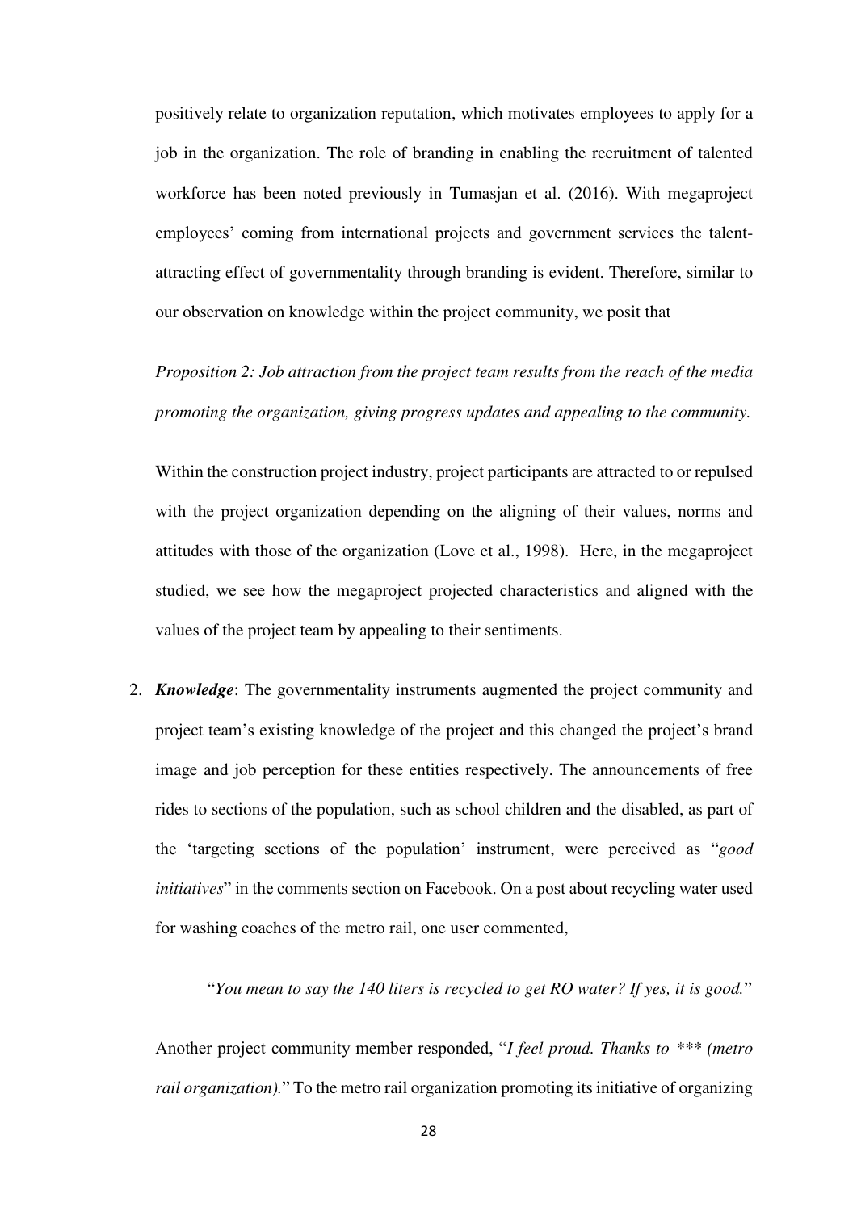positively relate to organization reputation, which motivates employees to apply for a job in the organization. The role of branding in enabling the recruitment of talented workforce has been noted previously in Tumasjan et al. (2016). With megaproject employees' coming from international projects and government services the talent-attracting effect of governmentality through branding is evident. Therefore, similar to our observation on knowledge within the project community, we posit that

*Proposition 2: Job attraction from the project team results from the reach of the media promoting the organization, giving progress updates and appealing to the community.*

Within the construction project industry, project participants are attracted to or repulsed with the project organization depending on the aligning of their values, norms and attitudes with those of the organization (Love et al., 1998). Here, in the megaproject studied, we see how the megaproject projected characteristics and aligned with the values of the project team by appealing to their sentiments.

2. ***Knowledge***: The governmentality instruments augmented the project community and project team's existing knowledge of the project and this changed the project's brand image and job perception for these entities respectively. The announcements of free rides to sections of the population, such as school children and the disabled, as part of the 'targeting sections of the population' instrument, were perceived as "*good initiatives*" in the comments section on Facebook. On a post about recycling water used for washing coaches of the metro rail, one user commented,

   "*You mean to say the 140 liters is recycled to get RO water? If yes, it is good.*"

   Another project community member responded, "*I feel proud. Thanks to *** (metro rail organization).*" To the metro rail organization promoting its initiative of organizing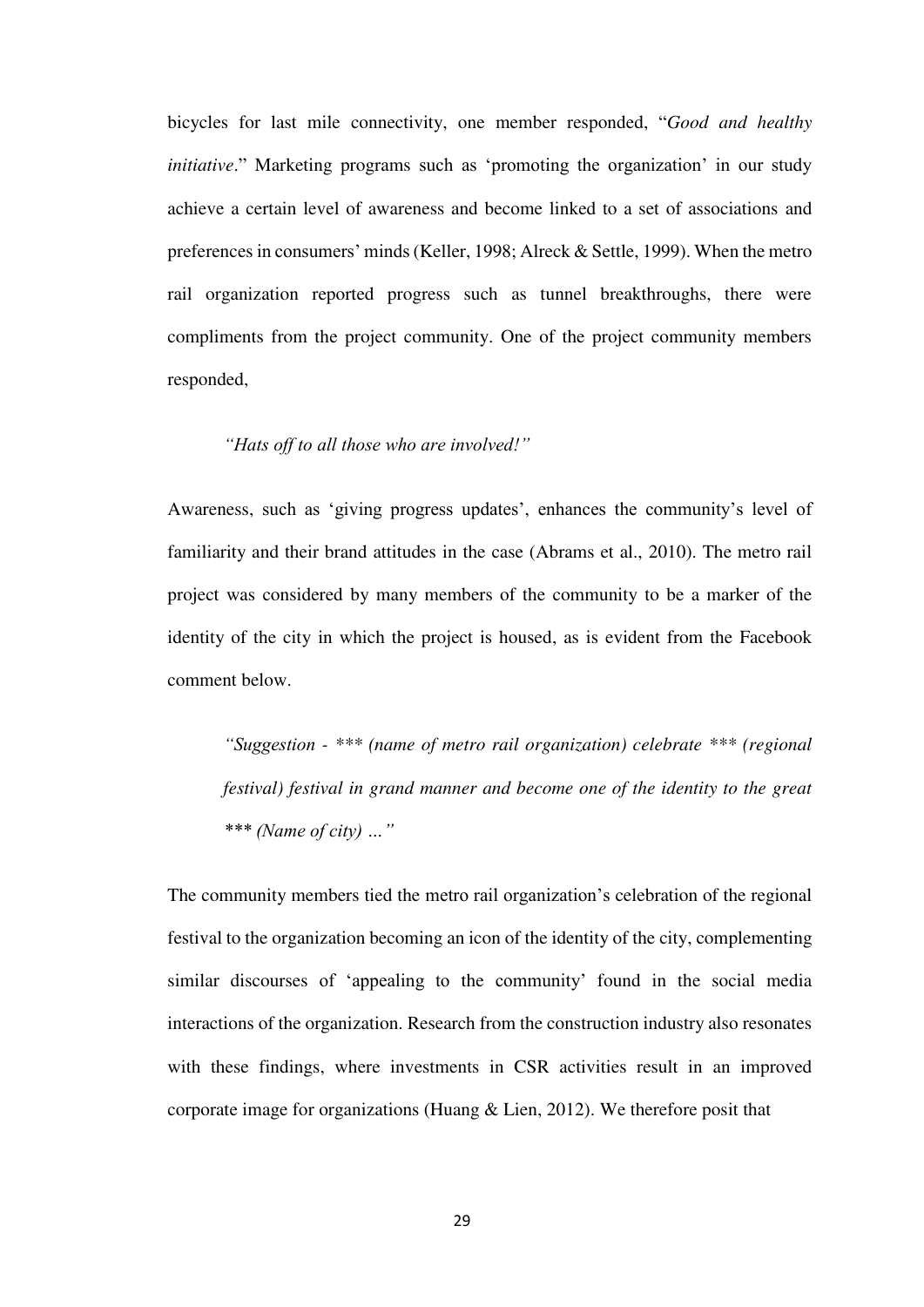bicycles for last mile connectivity, one member responded, "*Good and healthy initiative*." Marketing programs such as 'promoting the organization' in our study achieve a certain level of awareness and become linked to a set of associations and preferences in consumers' minds (Keller, 1998; Alreck & Settle, 1999). When the metro rail organization reported progress such as tunnel breakthroughs, there were compliments from the project community. One of the project community members responded,

> *"Hats off to all those who are involved!"*

Awareness, such as 'giving progress updates', enhances the community's level of familiarity and their brand attitudes in the case (Abrams et al., 2010). The metro rail project was considered by many members of the community to be a marker of the identity of the city in which the project is housed, as is evident from the Facebook comment below.

> *"Suggestion - *** (name of metro rail organization) celebrate *** (regional festival) festival in grand manner and become one of the identity to the great *** (Name of city) …"*

The community members tied the metro rail organization's celebration of the regional festival to the organization becoming an icon of the identity of the city, complementing similar discourses of 'appealing to the community' found in the social media interactions of the organization. Research from the construction industry also resonates with these findings, where investments in CSR activities result in an improved corporate image for organizations (Huang & Lien, 2012). We therefore posit that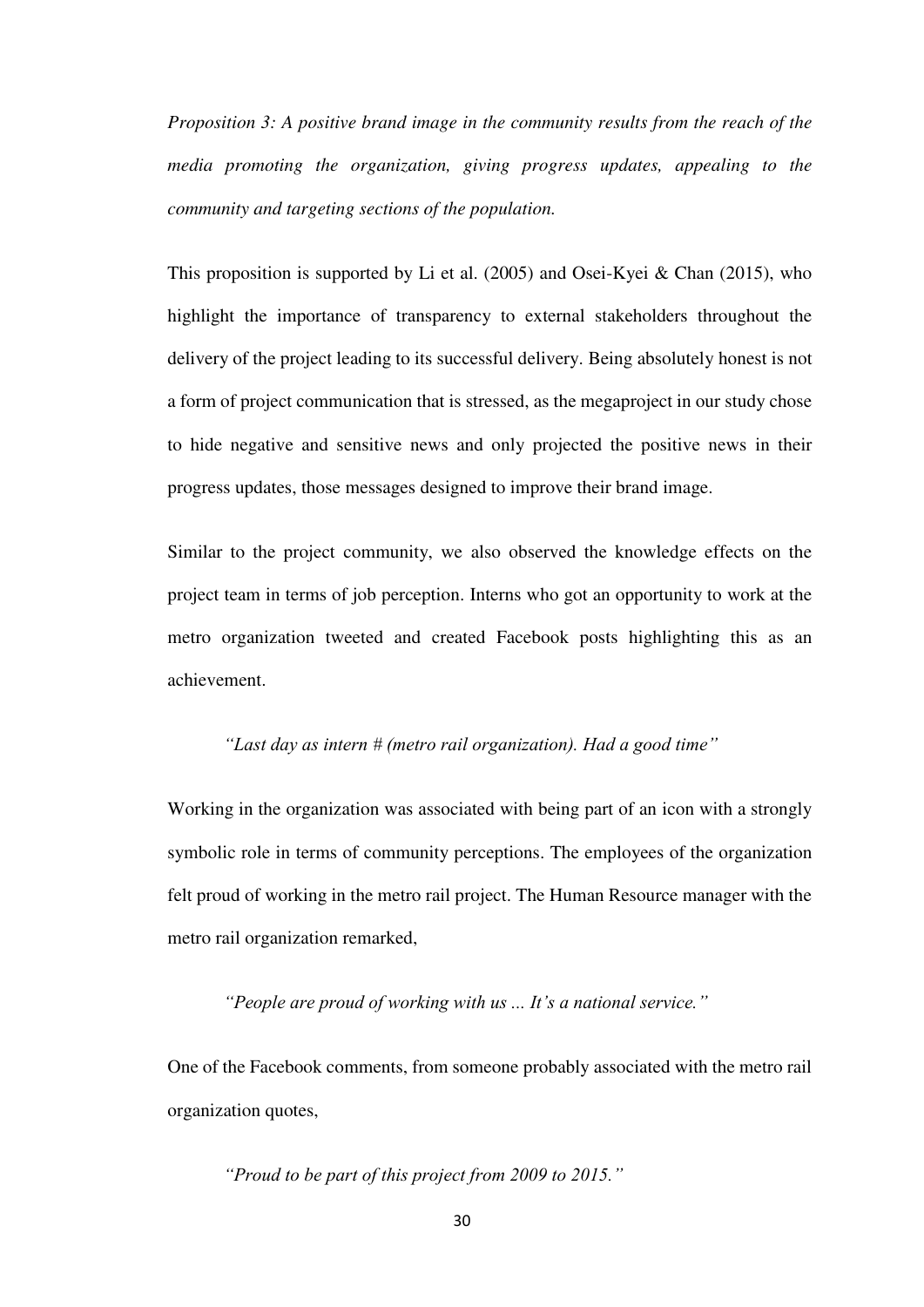*Proposition 3: A positive brand image in the community results from the reach of the media promoting the organization, giving progress updates, appealing to the community and targeting sections of the population.*

This proposition is supported by Li et al. (2005) and Osei-Kyei & Chan (2015), who highlight the importance of transparency to external stakeholders throughout the delivery of the project leading to its successful delivery. Being absolutely honest is not a form of project communication that is stressed, as the megaproject in our study chose to hide negative and sensitive news and only projected the positive news in their progress updates, those messages designed to improve their brand image.

Similar to the project community, we also observed the knowledge effects on the project team in terms of job perception. Interns who got an opportunity to work at the metro organization tweeted and created Facebook posts highlighting this as an achievement.

> *"Last day as intern # (metro rail organization). Had a good time"*

Working in the organization was associated with being part of an icon with a strongly symbolic role in terms of community perceptions. The employees of the organization felt proud of working in the metro rail project. The Human Resource manager with the metro rail organization remarked,

> *"People are proud of working with us ... It's a national service."*

One of the Facebook comments, from someone probably associated with the metro rail organization quotes,

> *"Proud to be part of this project from 2009 to 2015."*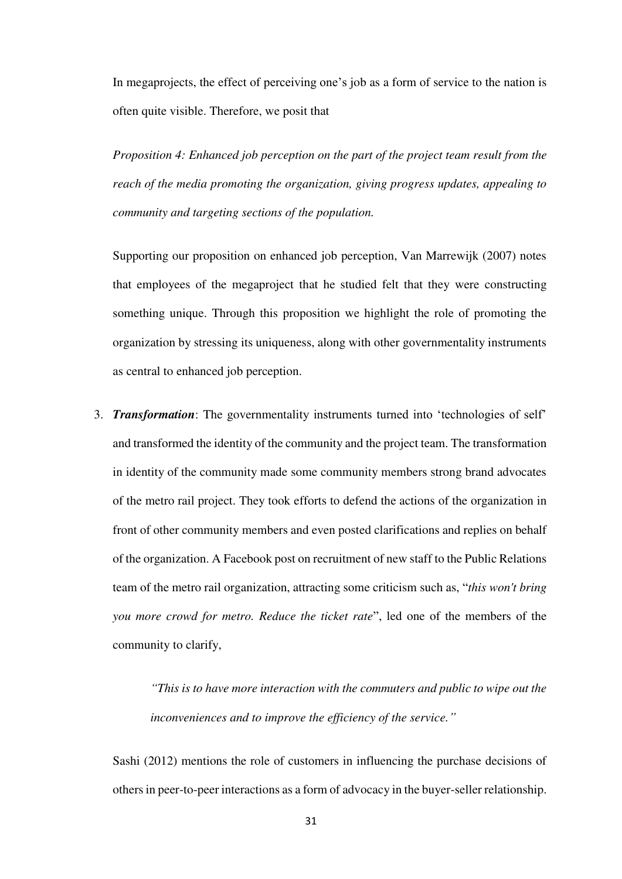In megaprojects, the effect of perceiving one's job as a form of service to the nation is often quite visible. Therefore, we posit that

*Proposition 4: Enhanced job perception on the part of the project team result from the reach of the media promoting the organization, giving progress updates, appealing to community and targeting sections of the population.*

Supporting our proposition on enhanced job perception, Van Marrewijk (2007) notes that employees of the megaproject that he studied felt that they were constructing something unique. Through this proposition we highlight the role of promoting the organization by stressing its uniqueness, along with other governmentality instruments as central to enhanced job perception.

3. ***Transformation***: The governmentality instruments turned into 'technologies of self' and transformed the identity of the community and the project team. The transformation in identity of the community made some community members strong brand advocates of the metro rail project. They took efforts to defend the actions of the organization in front of other community members and even posted clarifications and replies on behalf of the organization. A Facebook post on recruitment of new staff to the Public Relations team of the metro rail organization, attracting some criticism such as, "*this won't bring you more crowd for metro. Reduce the ticket rate*", led one of the members of the community to clarify,

   > *"This is to have more interaction with the commuters and public to wipe out the inconveniences and to improve the efficiency of the service."*

   Sashi (2012) mentions the role of customers in influencing the purchase decisions of others in peer-to-peer interactions as a form of advocacy in the buyer-seller relationship.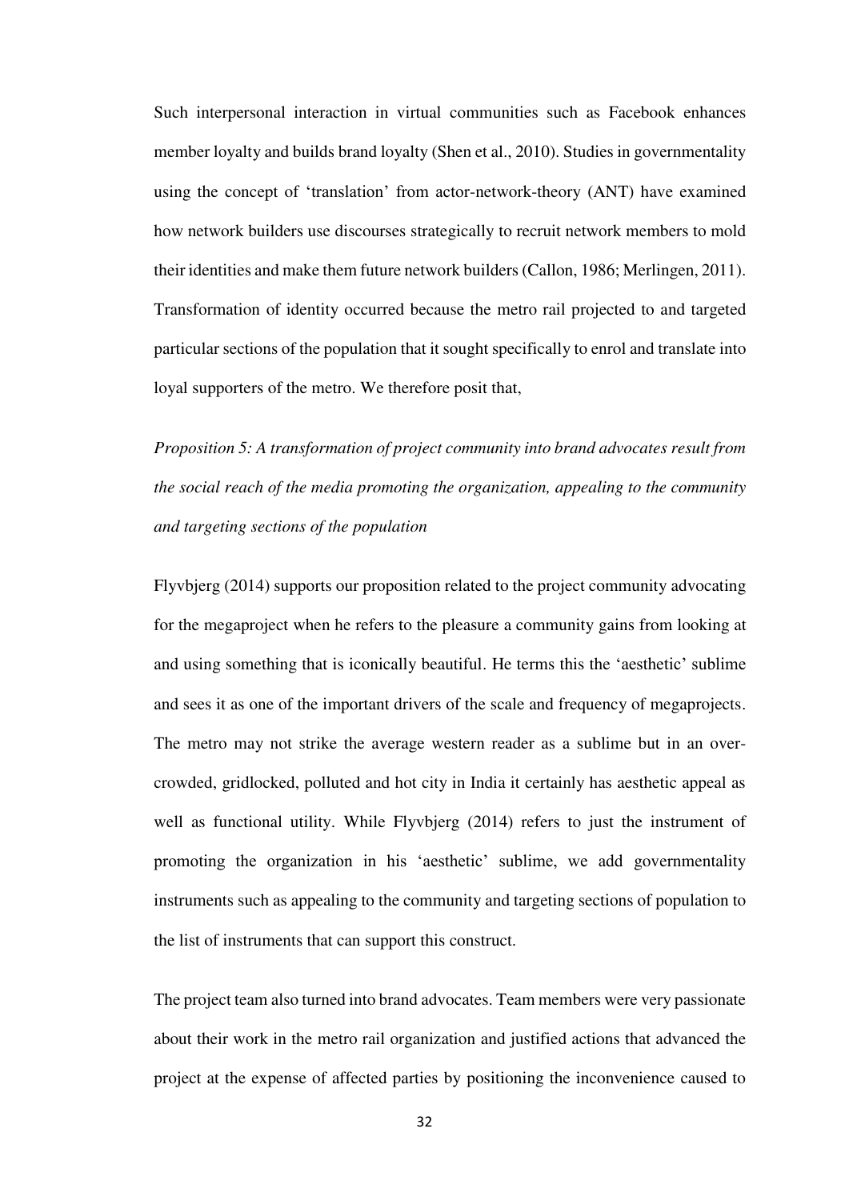Such interpersonal interaction in virtual communities such as Facebook enhances member loyalty and builds brand loyalty (Shen et al., 2010). Studies in governmentality using the concept of 'translation' from actor-network-theory (ANT) have examined how network builders use discourses strategically to recruit network members to mold their identities and make them future network builders (Callon, 1986; Merlingen, 2011). Transformation of identity occurred because the metro rail projected to and targeted particular sections of the population that it sought specifically to enrol and translate into loyal supporters of the metro. We therefore posit that,

*Proposition 5: A transformation of project community into brand advocates result from the social reach of the media promoting the organization, appealing to the community and targeting sections of the population*

Flyvbjerg (2014) supports our proposition related to the project community advocating for the megaproject when he refers to the pleasure a community gains from looking at and using something that is iconically beautiful. He terms this the 'aesthetic' sublime and sees it as one of the important drivers of the scale and frequency of megaprojects. The metro may not strike the average western reader as a sublime but in an over-crowded, gridlocked, polluted and hot city in India it certainly has aesthetic appeal as well as functional utility. While Flyvbjerg (2014) refers to just the instrument of promoting the organization in his 'aesthetic' sublime, we add governmentality instruments such as appealing to the community and targeting sections of population to the list of instruments that can support this construct.

The project team also turned into brand advocates. Team members were very passionate about their work in the metro rail organization and justified actions that advanced the project at the expense of affected parties by positioning the inconvenience caused to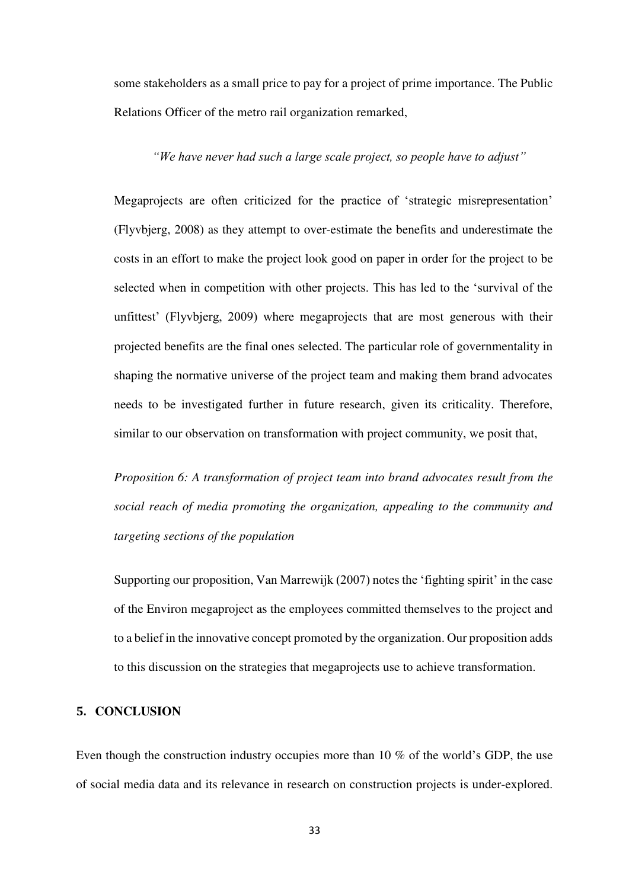some stakeholders as a small price to pay for a project of prime importance. The Public Relations Officer of the metro rail organization remarked,

*"We have never had such a large scale project, so people have to adjust"*

Megaprojects are often criticized for the practice of 'strategic misrepresentation' (Flyvbjerg, 2008) as they attempt to over-estimate the benefits and underestimate the costs in an effort to make the project look good on paper in order for the project to be selected when in competition with other projects. This has led to the 'survival of the unfittest' (Flyvbjerg, 2009) where megaprojects that are most generous with their projected benefits are the final ones selected. The particular role of governmentality in shaping the normative universe of the project team and making them brand advocates needs to be investigated further in future research, given its criticality. Therefore, similar to our observation on transformation with project community, we posit that,

*Proposition 6: A transformation of project team into brand advocates result from the social reach of media promoting the organization, appealing to the community and targeting sections of the population*

Supporting our proposition, Van Marrewijk (2007) notes the 'fighting spirit' in the case of the Environ megaproject as the employees committed themselves to the project and to a belief in the innovative concept promoted by the organization. Our proposition adds to this discussion on the strategies that megaprojects use to achieve transformation.

## 5. CONCLUSION

Even though the construction industry occupies more than 10 % of the world's GDP, the use of social media data and its relevance in research on construction projects is under-explored.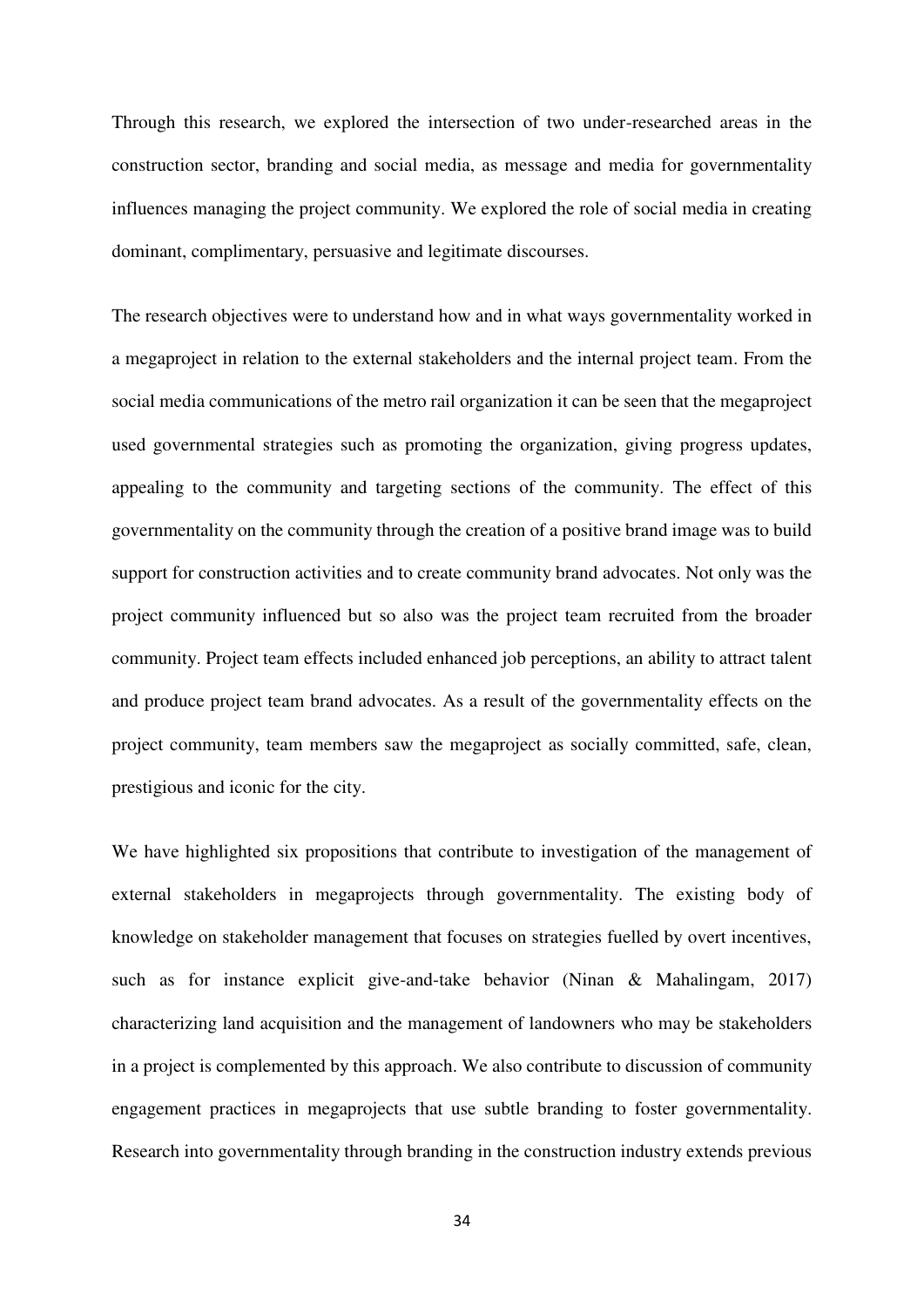Through this research, we explored the intersection of two under-researched areas in the construction sector, branding and social media, as message and media for governmentality influences managing the project community. We explored the role of social media in creating dominant, complimentary, persuasive and legitimate discourses.

The research objectives were to understand how and in what ways governmentality worked in a megaproject in relation to the external stakeholders and the internal project team. From the social media communications of the metro rail organization it can be seen that the megaproject used governmental strategies such as promoting the organization, giving progress updates, appealing to the community and targeting sections of the community. The effect of this governmentality on the community through the creation of a positive brand image was to build support for construction activities and to create community brand advocates. Not only was the project community influenced but so also was the project team recruited from the broader community. Project team effects included enhanced job perceptions, an ability to attract talent and produce project team brand advocates. As a result of the governmentality effects on the project community, team members saw the megaproject as socially committed, safe, clean, prestigious and iconic for the city.

We have highlighted six propositions that contribute to investigation of the management of external stakeholders in megaprojects through governmentality. The existing body of knowledge on stakeholder management that focuses on strategies fuelled by overt incentives, such as for instance explicit give-and-take behavior (Ninan & Mahalingam, 2017) characterizing land acquisition and the management of landowners who may be stakeholders in a project is complemented by this approach. We also contribute to discussion of community engagement practices in megaprojects that use subtle branding to foster governmentality. Research into governmentality through branding in the construction industry extends previous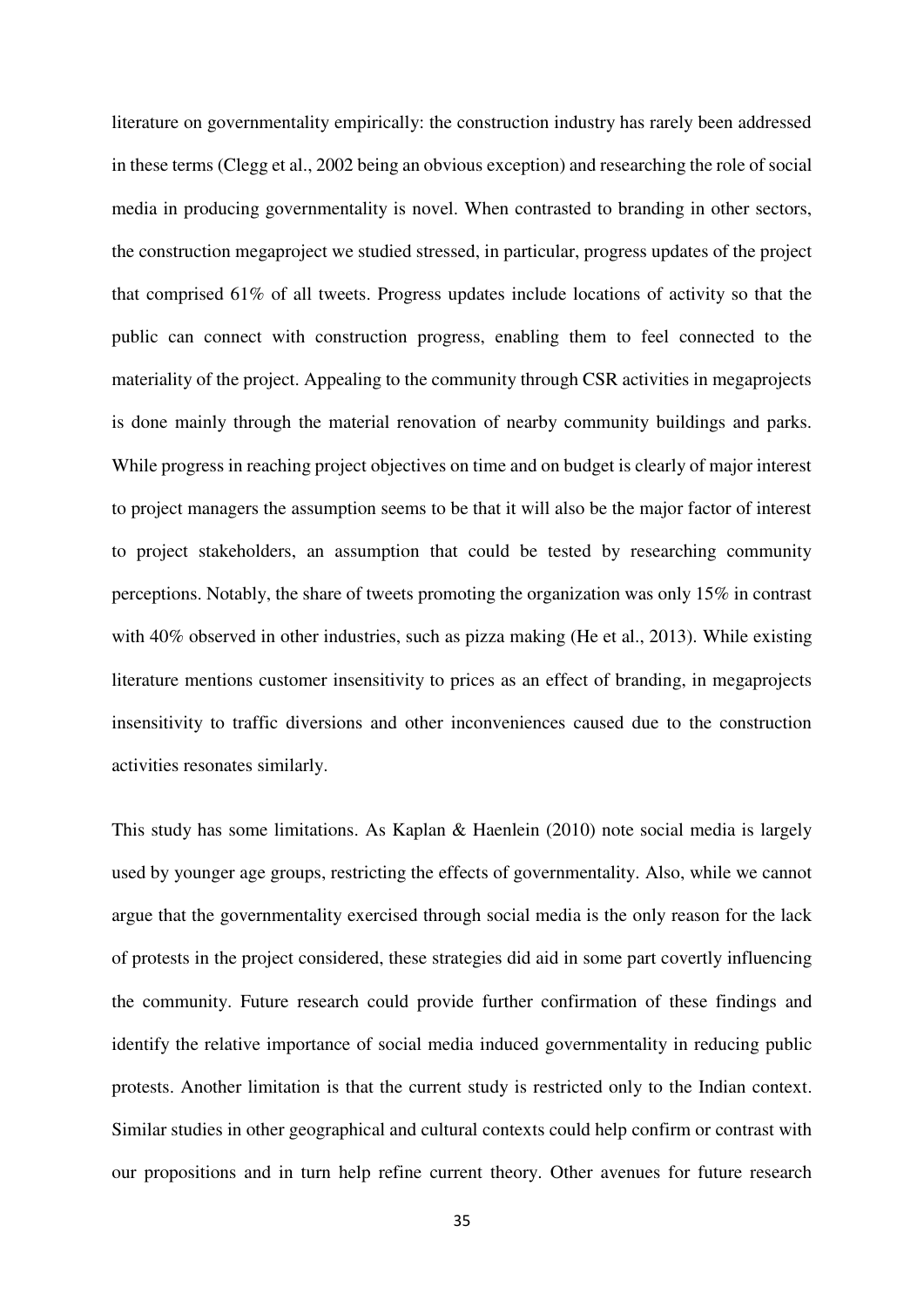literature on governmentality empirically: the construction industry has rarely been addressed in these terms (Clegg et al., 2002 being an obvious exception) and researching the role of social media in producing governmentality is novel. When contrasted to branding in other sectors, the construction megaproject we studied stressed, in particular, progress updates of the project that comprised 61% of all tweets. Progress updates include locations of activity so that the public can connect with construction progress, enabling them to feel connected to the materiality of the project. Appealing to the community through CSR activities in megaprojects is done mainly through the material renovation of nearby community buildings and parks. While progress in reaching project objectives on time and on budget is clearly of major interest to project managers the assumption seems to be that it will also be the major factor of interest to project stakeholders, an assumption that could be tested by researching community perceptions. Notably, the share of tweets promoting the organization was only 15% in contrast with 40% observed in other industries, such as pizza making (He et al., 2013). While existing literature mentions customer insensitivity to prices as an effect of branding, in megaprojects insensitivity to traffic diversions and other inconveniences caused due to the construction activities resonates similarly.

This study has some limitations. As Kaplan & Haenlein (2010) note social media is largely used by younger age groups, restricting the effects of governmentality. Also, while we cannot argue that the governmentality exercised through social media is the only reason for the lack of protests in the project considered, these strategies did aid in some part covertly influencing the community. Future research could provide further confirmation of these findings and identify the relative importance of social media induced governmentality in reducing public protests. Another limitation is that the current study is restricted only to the Indian context. Similar studies in other geographical and cultural contexts could help confirm or contrast with our propositions and in turn help refine current theory. Other avenues for future research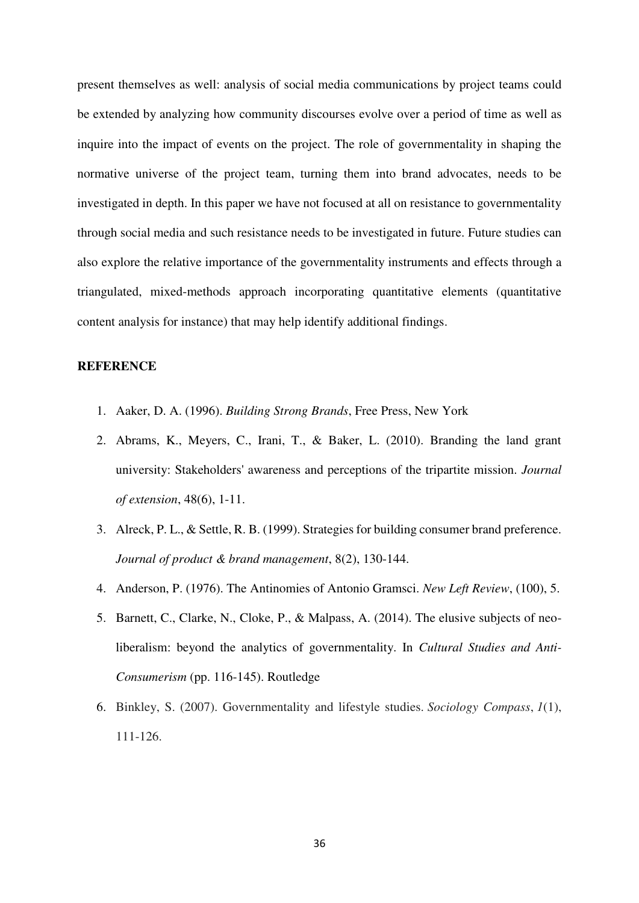present themselves as well: analysis of social media communications by project teams could be extended by analyzing how community discourses evolve over a period of time as well as inquire into the impact of events on the project. The role of governmentality in shaping the normative universe of the project team, turning them into brand advocates, needs to be investigated in depth. In this paper we have not focused at all on resistance to governmentality through social media and such resistance needs to be investigated in future. Future studies can also explore the relative importance of the governmentality instruments and effects through a triangulated, mixed-methods approach incorporating quantitative elements (quantitative content analysis for instance) that may help identify additional findings.

**REFERENCE**

1. Aaker, D. A. (1996). *Building Strong Brands*, Free Press, New York
2. Abrams, K., Meyers, C., Irani, T., & Baker, L. (2010). Branding the land grant university: Stakeholders' awareness and perceptions of the tripartite mission. *Journal of extension*, 48(6), 1-11.
3. Alreck, P. L., & Settle, R. B. (1999). Strategies for building consumer brand preference. *Journal of product & brand management*, 8(2), 130-144.
4. Anderson, P. (1976). The Antinomies of Antonio Gramsci. *New Left Review*, (100), 5.
5. Barnett, C., Clarke, N., Cloke, P., & Malpass, A. (2014). The elusive subjects of neo-liberalism: beyond the analytics of governmentality. In *Cultural Studies and Anti-Consumerism* (pp. 116-145). Routledge
6. Binkley, S. (2007). Governmentality and lifestyle studies. *Sociology Compass*, *1*(1), 111-126.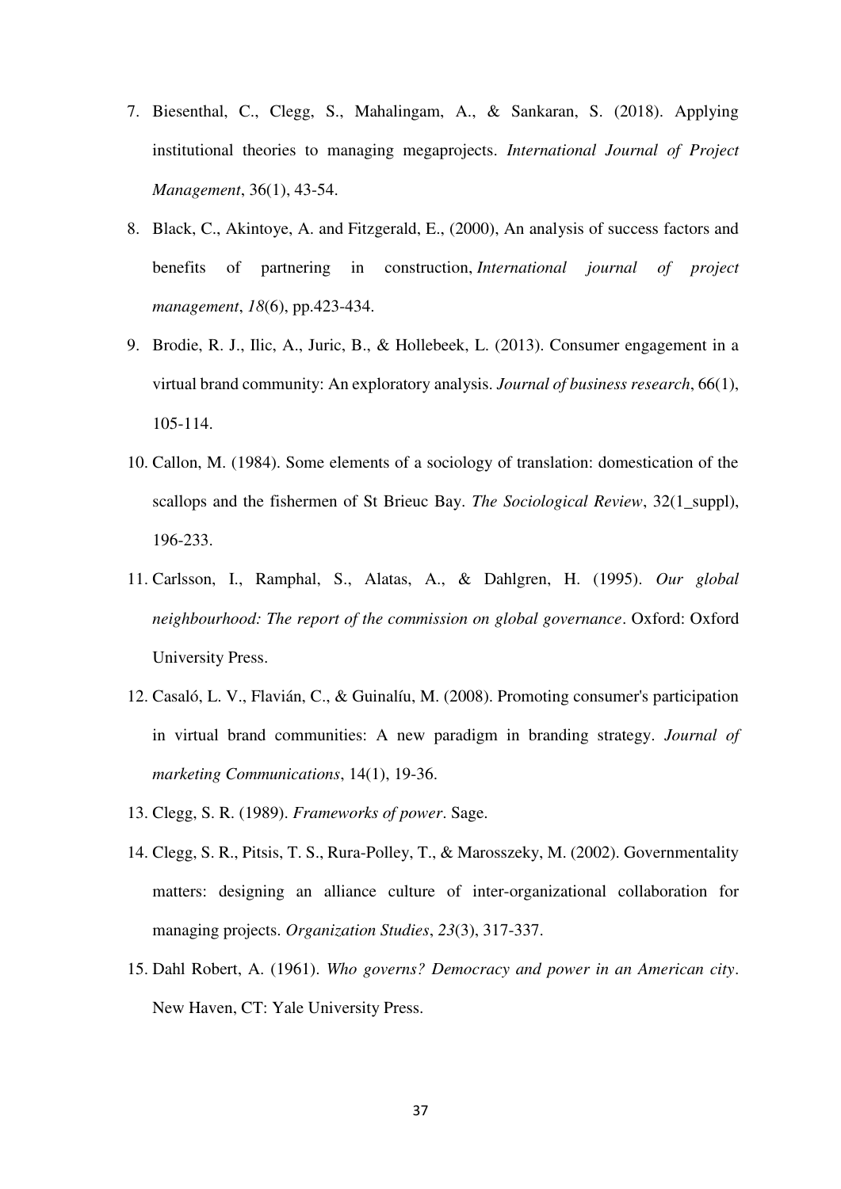7. Biesenthal, C., Clegg, S., Mahalingam, A., & Sankaran, S. (2018). Applying institutional theories to managing megaprojects. *International Journal of Project Management*, 36(1), 43-54.
8. Black, C., Akintoye, A. and Fitzgerald, E., (2000), An analysis of success factors and benefits of partnering in construction, *International journal of project management*, *18*(6), pp.423-434.
9. Brodie, R. J., Ilic, A., Juric, B., & Hollebeek, L. (2013). Consumer engagement in a virtual brand community: An exploratory analysis. *Journal of business research*, 66(1), 105-114.
10. Callon, M. (1984). Some elements of a sociology of translation: domestication of the scallops and the fishermen of St Brieuc Bay. *The Sociological Review*, 32(1_suppl), 196-233.
11. Carlsson, I., Ramphal, S., Alatas, A., & Dahlgren, H. (1995). *Our global neighbourhood: The report of the commission on global governance*. Oxford: Oxford University Press.
12. Casaló, L. V., Flavián, C., & Guinalíu, M. (2008). Promoting consumer's participation in virtual brand communities: A new paradigm in branding strategy. *Journal of marketing Communications*, 14(1), 19-36.
13. Clegg, S. R. (1989). *Frameworks of power*. Sage.
14. Clegg, S. R., Pitsis, T. S., Rura-Polley, T., & Marosszeky, M. (2002). Governmentality matters: designing an alliance culture of inter-organizational collaboration for managing projects. *Organization Studies*, *23*(3), 317-337.
15. Dahl Robert, A. (1961). *Who governs? Democracy and power in an American city*. New Haven, CT: Yale University Press.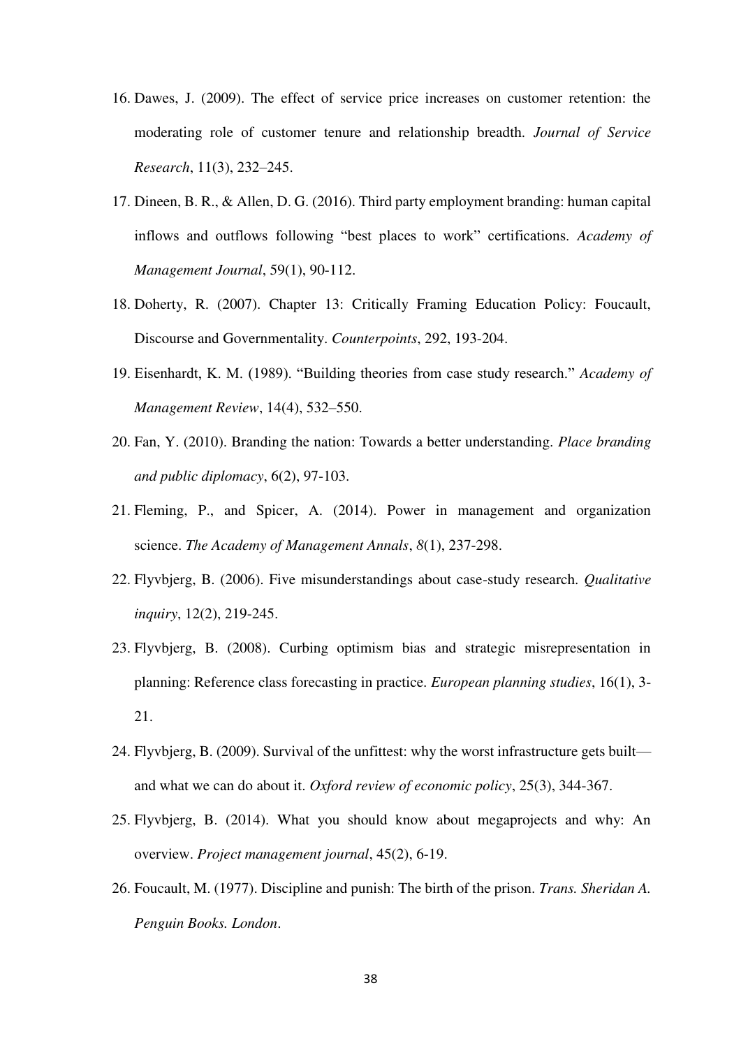16. Dawes, J. (2009). The effect of service price increases on customer retention: the moderating role of customer tenure and relationship breadth. *Journal of Service Research*, 11(3), 232–245.
17. Dineen, B. R., & Allen, D. G. (2016). Third party employment branding: human capital inflows and outflows following "best places to work" certifications. *Academy of Management Journal*, 59(1), 90-112.
18. Doherty, R. (2007). Chapter 13: Critically Framing Education Policy: Foucault, Discourse and Governmentality. *Counterpoints*, 292, 193-204.
19. Eisenhardt, K. M. (1989). "Building theories from case study research." *Academy of Management Review*, 14(4), 532–550.
20. Fan, Y. (2010). Branding the nation: Towards a better understanding. *Place branding and public diplomacy*, 6(2), 97-103.
21. Fleming, P., and Spicer, A. (2014). Power in management and organization science. *The Academy of Management Annals*, *8*(1), 237-298.
22. Flyvbjerg, B. (2006). Five misunderstandings about case-study research. *Qualitative inquiry*, 12(2), 219-245.
23. Flyvbjerg, B. (2008). Curbing optimism bias and strategic misrepresentation in planning: Reference class forecasting in practice. *European planning studies*, 16(1), 3-21.
24. Flyvbjerg, B. (2009). Survival of the unfittest: why the worst infrastructure gets built—and what we can do about it. *Oxford review of economic policy*, 25(3), 344-367.
25. Flyvbjerg, B. (2014). What you should know about megaprojects and why: An overview. *Project management journal*, 45(2), 6-19.
26. Foucault, M. (1977). Discipline and punish: The birth of the prison. *Trans. Sheridan A. Penguin Books. London*.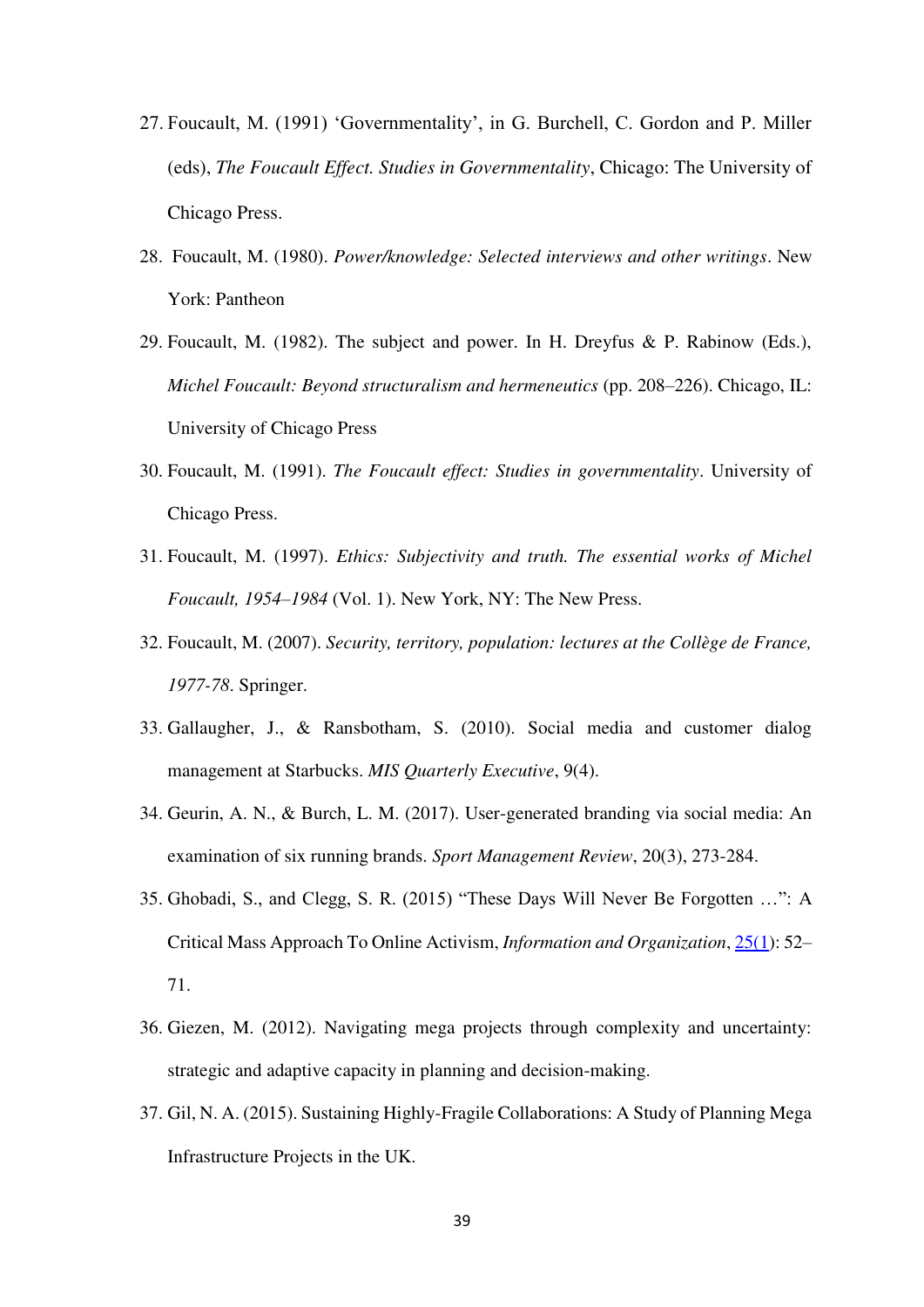27. Foucault, M. (1991) 'Governmentality', in G. Burchell, C. Gordon and P. Miller (eds), *The Foucault Effect. Studies in Governmentality*, Chicago: The University of Chicago Press.
28. Foucault, M. (1980). *Power/knowledge: Selected interviews and other writings*. New York: Pantheon
29. Foucault, M. (1982). The subject and power. In H. Dreyfus & P. Rabinow (Eds.), *Michel Foucault: Beyond structuralism and hermeneutics* (pp. 208–226). Chicago, IL: University of Chicago Press
30. Foucault, M. (1991). *The Foucault effect: Studies in governmentality*. University of Chicago Press.
31. Foucault, M. (1997). *Ethics: Subjectivity and truth. The essential works of Michel Foucault, 1954–1984* (Vol. 1). New York, NY: The New Press.
32. Foucault, M. (2007). *Security, territory, population: lectures at the Collège de France, 1977-78*. Springer.
33. Gallaugher, J., & Ransbotham, S. (2010). Social media and customer dialog management at Starbucks. *MIS Quarterly Executive*, 9(4).
34. Geurin, A. N., & Burch, L. M. (2017). User-generated branding via social media: An examination of six running brands. *Sport Management Review*, 20(3), 273-284.
35. Ghobadi, S., and Clegg, S. R. (2015) "These Days Will Never Be Forgotten …": A Critical Mass Approach To Online Activism, *Information and Organization*, 25(1): 52–71.
36. Giezen, M. (2012). Navigating mega projects through complexity and uncertainty: strategic and adaptive capacity in planning and decision-making.
37. Gil, N. A. (2015). Sustaining Highly-Fragile Collaborations: A Study of Planning Mega Infrastructure Projects in the UK.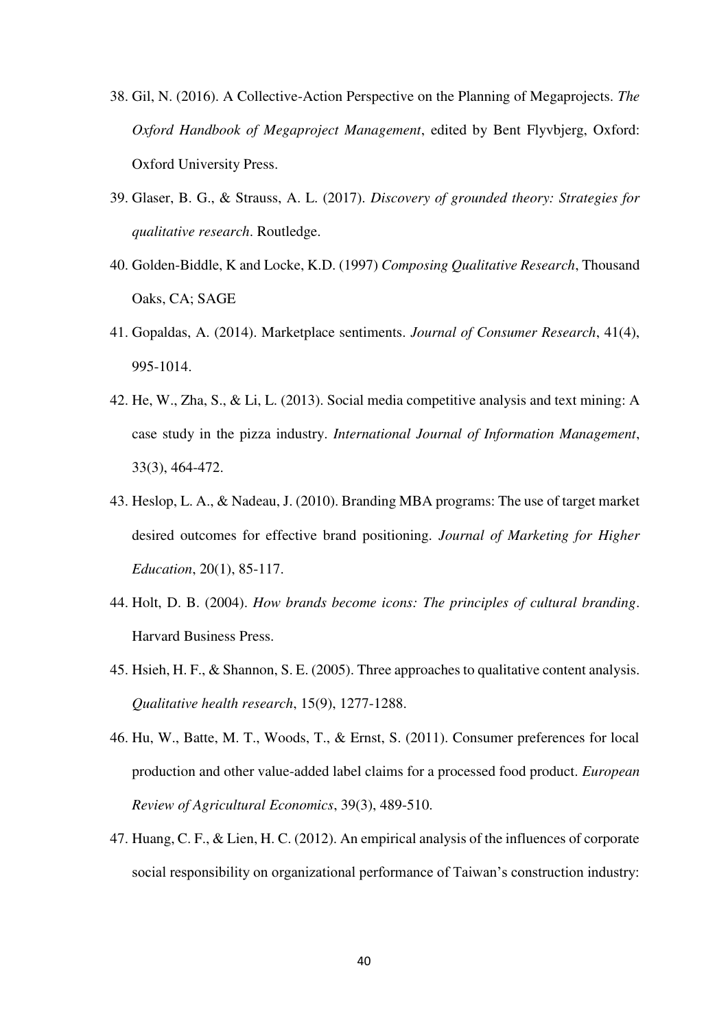38. Gil, N. (2016). A Collective-Action Perspective on the Planning of Megaprojects. *The Oxford Handbook of Megaproject Management*, edited by Bent Flyvbjerg, Oxford: Oxford University Press.
39. Glaser, B. G., & Strauss, A. L. (2017). *Discovery of grounded theory: Strategies for qualitative research*. Routledge.
40. Golden-Biddle, K and Locke, K.D. (1997) *Composing Qualitative Research*, Thousand Oaks, CA; SAGE
41. Gopaldas, A. (2014). Marketplace sentiments. *Journal of Consumer Research*, 41(4), 995-1014.
42. He, W., Zha, S., & Li, L. (2013). Social media competitive analysis and text mining: A case study in the pizza industry. *International Journal of Information Management*, 33(3), 464-472.
43. Heslop, L. A., & Nadeau, J. (2010). Branding MBA programs: The use of target market desired outcomes for effective brand positioning. *Journal of Marketing for Higher Education*, 20(1), 85-117.
44. Holt, D. B. (2004). *How brands become icons: The principles of cultural branding*. Harvard Business Press.
45. Hsieh, H. F., & Shannon, S. E. (2005). Three approaches to qualitative content analysis. *Qualitative health research*, 15(9), 1277-1288.
46. Hu, W., Batte, M. T., Woods, T., & Ernst, S. (2011). Consumer preferences for local production and other value-added label claims for a processed food product. *European Review of Agricultural Economics*, 39(3), 489-510.
47. Huang, C. F., & Lien, H. C. (2012). An empirical analysis of the influences of corporate social responsibility on organizational performance of Taiwan's construction industry: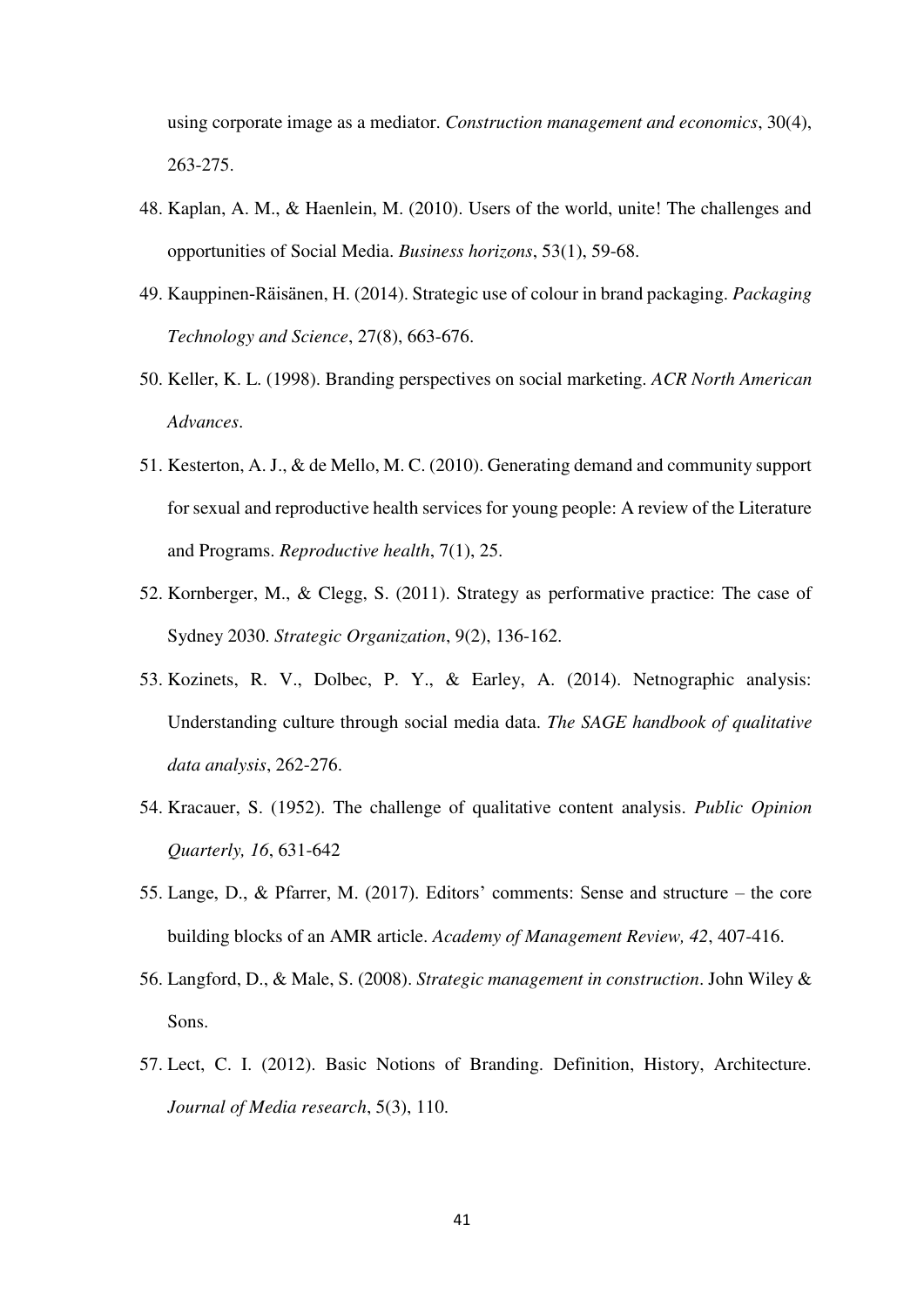using corporate image as a mediator. *Construction management and economics*, 30(4), 263-275.

48. Kaplan, A. M., & Haenlein, M. (2010). Users of the world, unite! The challenges and opportunities of Social Media. *Business horizons*, 53(1), 59-68.
49. Kauppinen-Räisänen, H. (2014). Strategic use of colour in brand packaging. *Packaging Technology and Science*, 27(8), 663-676.
50. Keller, K. L. (1998). Branding perspectives on social marketing. *ACR North American Advances*.
51. Kesterton, A. J., & de Mello, M. C. (2010). Generating demand and community support for sexual and reproductive health services for young people: A review of the Literature and Programs. *Reproductive health*, 7(1), 25.
52. Kornberger, M., & Clegg, S. (2011). Strategy as performative practice: The case of Sydney 2030. *Strategic Organization*, 9(2), 136-162.
53. Kozinets, R. V., Dolbec, P. Y., & Earley, A. (2014). Netnographic analysis: Understanding culture through social media data. *The SAGE handbook of qualitative data analysis*, 262-276.
54. Kracauer, S. (1952). The challenge of qualitative content analysis. *Public Opinion Quarterly, 16*, 631-642
55. Lange, D., & Pfarrer, M. (2017). Editors' comments: Sense and structure – the core building blocks of an AMR article. *Academy of Management Review, 42*, 407-416.
56. Langford, D., & Male, S. (2008). *Strategic management in construction*. John Wiley & Sons.
57. Lect, C. I. (2012). Basic Notions of Branding. Definition, History, Architecture. *Journal of Media research*, 5(3), 110.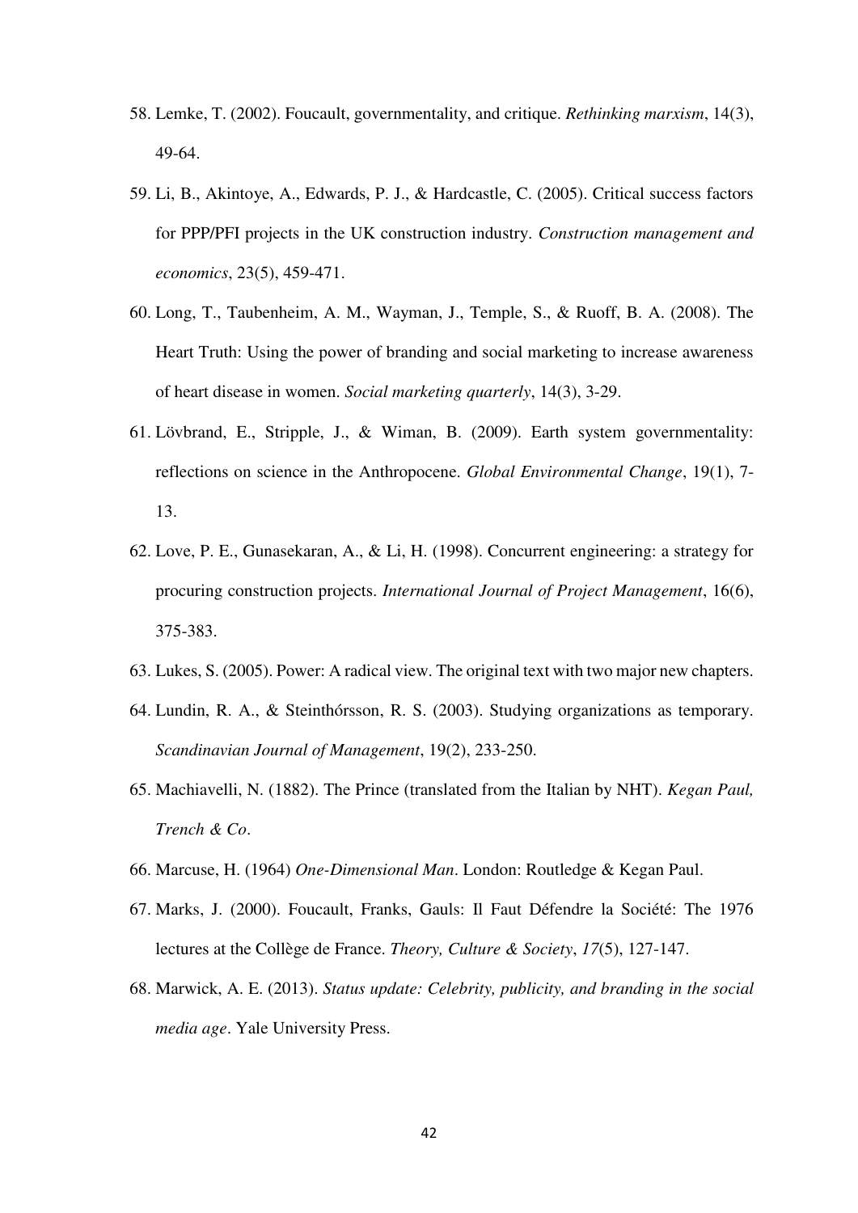58. Lemke, T. (2002). Foucault, governmentality, and critique. *Rethinking marxism*, 14(3), 49-64.
59. Li, B., Akintoye, A., Edwards, P. J., & Hardcastle, C. (2005). Critical success factors for PPP/PFI projects in the UK construction industry. *Construction management and economics*, 23(5), 459-471.
60. Long, T., Taubenheim, A. M., Wayman, J., Temple, S., & Ruoff, B. A. (2008). The Heart Truth: Using the power of branding and social marketing to increase awareness of heart disease in women. *Social marketing quarterly*, 14(3), 3-29.
61. Lövbrand, E., Stripple, J., & Wiman, B. (2009). Earth system governmentality: reflections on science in the Anthropocene. *Global Environmental Change*, 19(1), 7-13.
62. Love, P. E., Gunasekaran, A., & Li, H. (1998). Concurrent engineering: a strategy for procuring construction projects. *International Journal of Project Management*, 16(6), 375-383.
63. Lukes, S. (2005). Power: A radical view. The original text with two major new chapters.
64. Lundin, R. A., & Steinthórsson, R. S. (2003). Studying organizations as temporary. *Scandinavian Journal of Management*, 19(2), 233-250.
65. Machiavelli, N. (1882). The Prince (translated from the Italian by NHT). *Kegan Paul, Trench & Co*.
66. Marcuse, H. (1964) *One-Dimensional Man*. London: Routledge & Kegan Paul.
67. Marks, J. (2000). Foucault, Franks, Gauls: Il Faut Défendre la Société: The 1976 lectures at the Collège de France. *Theory, Culture & Society*, *17*(5), 127-147.
68. Marwick, A. E. (2013). *Status update: Celebrity, publicity, and branding in the social media age*. Yale University Press.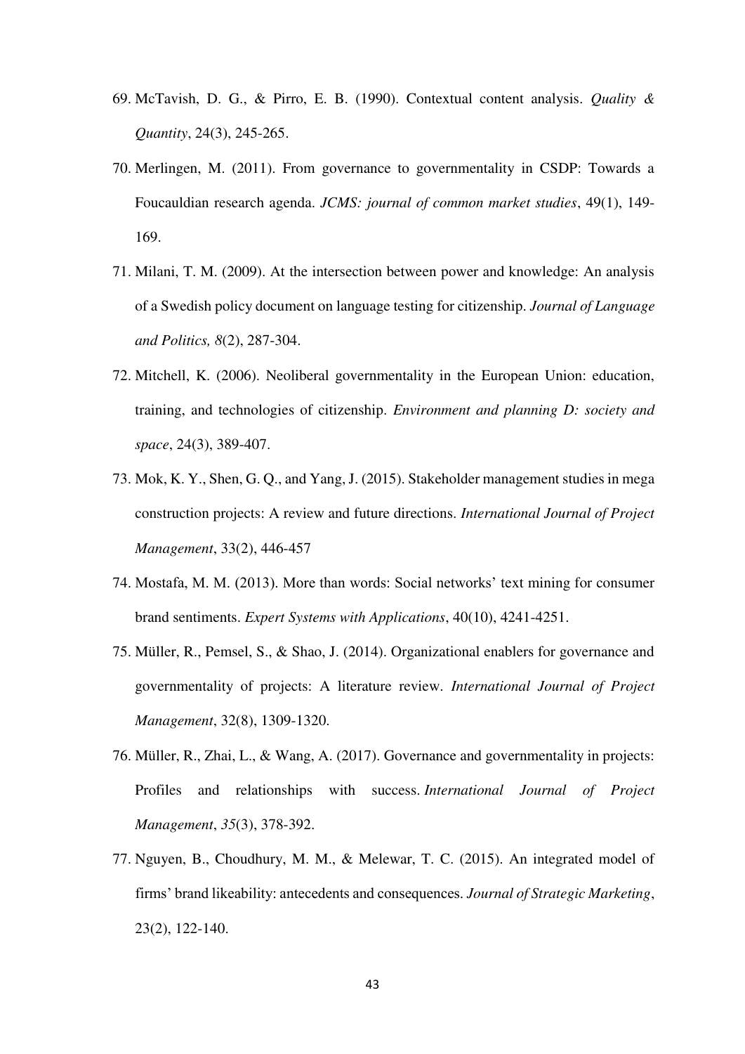69. McTavish, D. G., & Pirro, E. B. (1990). Contextual content analysis. *Quality & Quantity*, 24(3), 245-265.
70. Merlingen, M. (2011). From governance to governmentality in CSDP: Towards a Foucauldian research agenda. *JCMS: journal of common market studies*, 49(1), 149-169.
71. Milani, T. M. (2009). At the intersection between power and knowledge: An analysis of a Swedish policy document on language testing for citizenship. *Journal of Language and Politics, 8*(2), 287-304.
72. Mitchell, K. (2006). Neoliberal governmentality in the European Union: education, training, and technologies of citizenship. *Environment and planning D: society and space*, 24(3), 389-407.
73. Mok, K. Y., Shen, G. Q., and Yang, J. (2015). Stakeholder management studies in mega construction projects: A review and future directions. *International Journal of Project Management*, 33(2), 446-457
74. Mostafa, M. M. (2013). More than words: Social networks' text mining for consumer brand sentiments. *Expert Systems with Applications*, 40(10), 4241-4251.
75. Müller, R., Pemsel, S., & Shao, J. (2014). Organizational enablers for governance and governmentality of projects: A literature review. *International Journal of Project Management*, 32(8), 1309-1320.
76. Müller, R., Zhai, L., & Wang, A. (2017). Governance and governmentality in projects: Profiles and relationships with success. *International Journal of Project Management*, *35*(3), 378-392.
77. Nguyen, B., Choudhury, M. M., & Melewar, T. C. (2015). An integrated model of firms' brand likeability: antecedents and consequences. *Journal of Strategic Marketing*, 23(2), 122-140.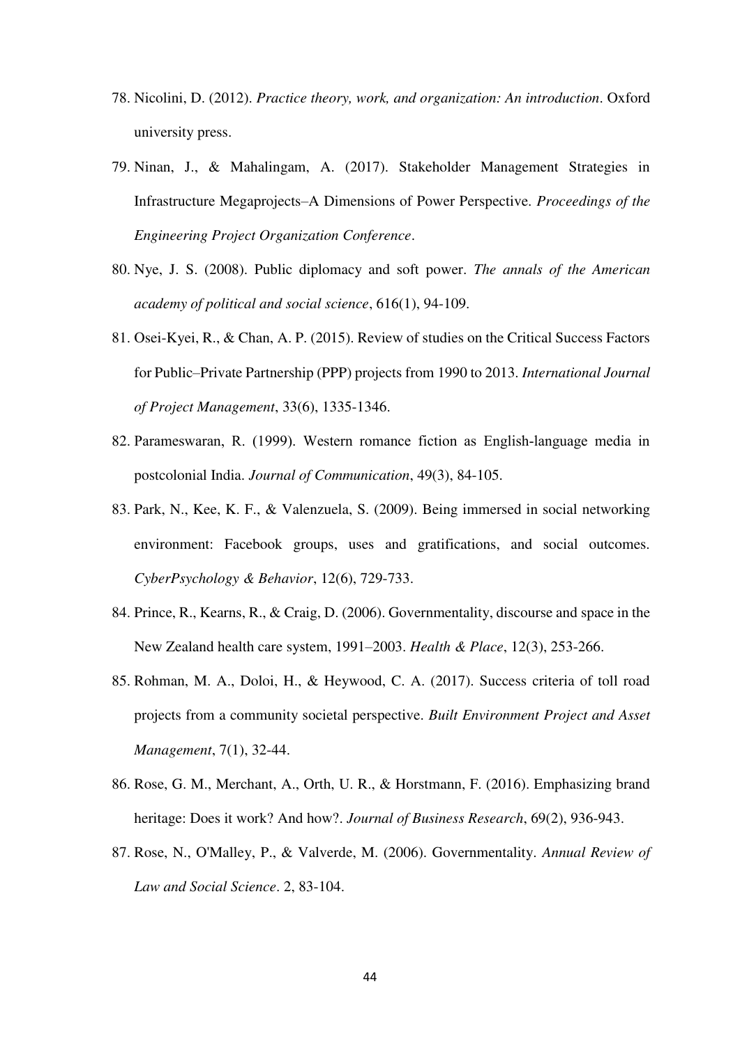78. Nicolini, D. (2012). *Practice theory, work, and organization: An introduction*. Oxford university press.
79. Ninan, J., & Mahalingam, A. (2017). Stakeholder Management Strategies in Infrastructure Megaprojects–A Dimensions of Power Perspective. *Proceedings of the Engineering Project Organization Conference*.
80. Nye, J. S. (2008). Public diplomacy and soft power. *The annals of the American academy of political and social science*, 616(1), 94-109.
81. Osei-Kyei, R., & Chan, A. P. (2015). Review of studies on the Critical Success Factors for Public–Private Partnership (PPP) projects from 1990 to 2013. *International Journal of Project Management*, 33(6), 1335-1346.
82. Parameswaran, R. (1999). Western romance fiction as English-language media in postcolonial India. *Journal of Communication*, 49(3), 84-105.
83. Park, N., Kee, K. F., & Valenzuela, S. (2009). Being immersed in social networking environment: Facebook groups, uses and gratifications, and social outcomes. *CyberPsychology & Behavior*, 12(6), 729-733.
84. Prince, R., Kearns, R., & Craig, D. (2006). Governmentality, discourse and space in the New Zealand health care system, 1991–2003. *Health & Place*, 12(3), 253-266.
85. Rohman, M. A., Doloi, H., & Heywood, C. A. (2017). Success criteria of toll road projects from a community societal perspective. *Built Environment Project and Asset Management*, 7(1), 32-44.
86. Rose, G. M., Merchant, A., Orth, U. R., & Horstmann, F. (2016). Emphasizing brand heritage: Does it work? And how?. *Journal of Business Research*, 69(2), 936-943.
87. Rose, N., O'Malley, P., & Valverde, M. (2006). Governmentality. *Annual Review of Law and Social Science*. 2, 83-104.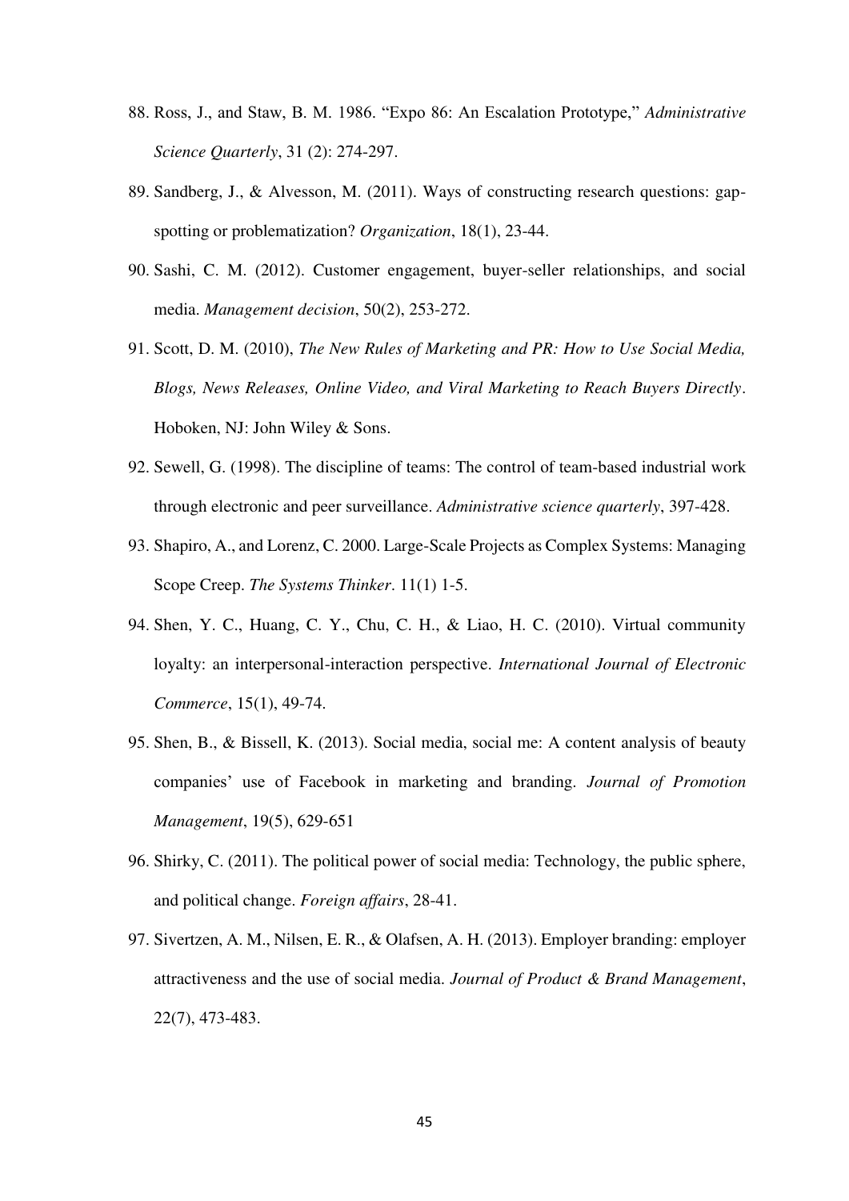88. Ross, J., and Staw, B. M. 1986. “Expo 86: An Escalation Prototype,” *Administrative Science Quarterly*, 31 (2): 274-297.
89. Sandberg, J., & Alvesson, M. (2011). Ways of constructing research questions: gap-spotting or problematization? *Organization*, 18(1), 23-44.
90. Sashi, C. M. (2012). Customer engagement, buyer-seller relationships, and social media. *Management decision*, 50(2), 253-272.
91. Scott, D. M. (2010), *The New Rules of Marketing and PR: How to Use Social Media, Blogs, News Releases, Online Video, and Viral Marketing to Reach Buyers Directly*. Hoboken, NJ: John Wiley & Sons.
92. Sewell, G. (1998). The discipline of teams: The control of team-based industrial work through electronic and peer surveillance. *Administrative science quarterly*, 397-428.
93. Shapiro, A., and Lorenz, C. 2000. Large-Scale Projects as Complex Systems: Managing Scope Creep. *The Systems Thinker*. 11(1) 1-5.
94. Shen, Y. C., Huang, C. Y., Chu, C. H., & Liao, H. C. (2010). Virtual community loyalty: an interpersonal-interaction perspective. *International Journal of Electronic Commerce*, 15(1), 49-74.
95. Shen, B., & Bissell, K. (2013). Social media, social me: A content analysis of beauty companies’ use of Facebook in marketing and branding. *Journal of Promotion Management*, 19(5), 629-651
96. Shirky, C. (2011). The political power of social media: Technology, the public sphere, and political change. *Foreign affairs*, 28-41.
97. Sivertzen, A. M., Nilsen, E. R., & Olafsen, A. H. (2013). Employer branding: employer attractiveness and the use of social media. *Journal of Product & Brand Management*, 22(7), 473-483.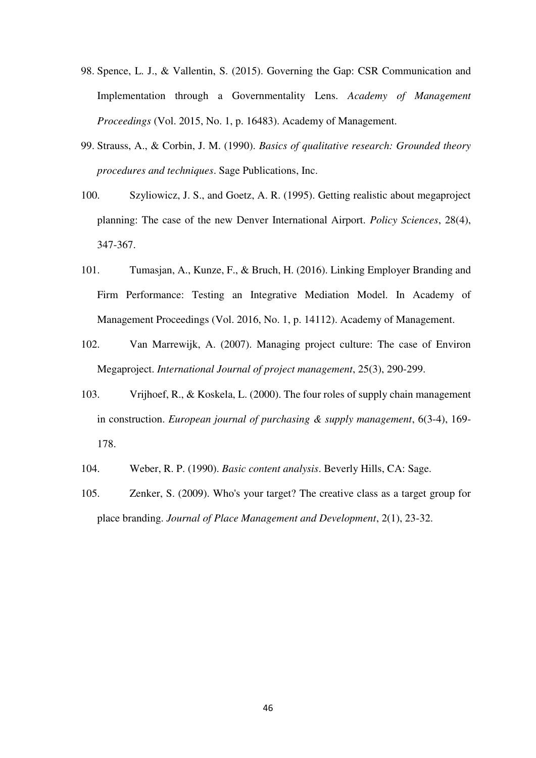98. Spence, L. J., & Vallentin, S. (2015). Governing the Gap: CSR Communication and Implementation through a Governmentality Lens. *Academy of Management Proceedings* (Vol. 2015, No. 1, p. 16483). Academy of Management.
99. Strauss, A., & Corbin, J. M. (1990). *Basics of qualitative research: Grounded theory procedures and techniques*. Sage Publications, Inc.
100. Szyliowicz, J. S., and Goetz, A. R. (1995). Getting realistic about megaproject planning: The case of the new Denver International Airport. *Policy Sciences*, 28(4), 347-367.
101. Tumasjan, A., Kunze, F., & Bruch, H. (2016). Linking Employer Branding and Firm Performance: Testing an Integrative Mediation Model. In Academy of Management Proceedings (Vol. 2016, No. 1, p. 14112). Academy of Management.
102. Van Marrewijk, A. (2007). Managing project culture: The case of Environ Megaproject. *International Journal of project management*, 25(3), 290-299.
103. Vrijhoef, R., & Koskela, L. (2000). The four roles of supply chain management in construction. *European journal of purchasing & supply management*, 6(3-4), 169-178.
104. Weber, R. P. (1990). *Basic content analysis*. Beverly Hills, CA: Sage.
105. Zenker, S. (2009). Who's your target? The creative class as a target group for place branding. *Journal of Place Management and Development*, 2(1), 23-32.